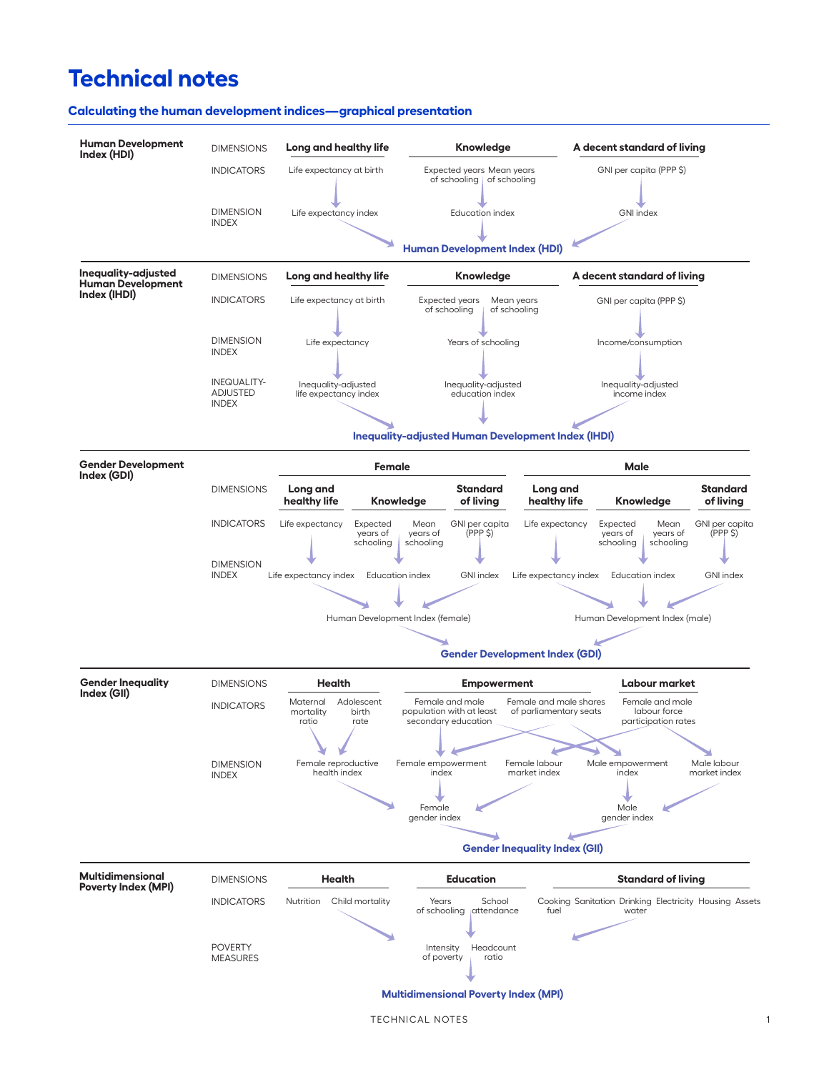# Technical notes

## Calculating the human development indices—graphical presentation

### Human Development Index (HDI)

| | Long and healthy life | Knowledge | | A decent standard of living |
|---|---|---|---|---|
| DIMENSIONS | Long and healthy life | Knowledge | | A decent standard of living |
| INDICATORS | Life expectancy at birth | Expected years of schooling | Mean years of schooling | GNI per capita (PPP $) |
| DIMENSION INDEX | Life expectancy index | Education index | | GNI index |

**Human Development Index (HDI)**

### Inequality-adjusted Human Development Index (IHDI)

| | | | | |
|---|---|---|---|---|
| DIMENSIONS | Long and healthy life | Knowledge | | A decent standard of living |
| INDICATORS | Life expectancy at birth | Expected years of schooling | Mean years of schooling | GNI per capita (PPP $) |
| DIMENSION INDEX | Life expectancy | Years of schooling | | Income/consumption |
| INEQUALITY-ADJUSTED INDEX | Inequality-adjusted life expectancy index | Inequality-adjusted education index | | Inequality-adjusted income index |

**Inequality-adjusted Human Development Index (IHDI)**

### Gender Development Index (GDI)

| | Female | | | | Male | | | |
|---|---|---|---|---|---|---|---|---|
| DIMENSIONS | Long and healthy life | Knowledge | | Standard of living | Long and healthy life | Knowledge | | Standard of living |
| INDICATORS | Life expectancy | Expected years of schooling | Mean years of schooling | GNI per capita (PPP $) | Life expectancy | Expected years of schooling | Mean years of schooling | GNI per capita (PPP $) |
| DIMENSION INDEX | Life expectancy index | Education index | | GNI index | Life expectancy index | Education index | | GNI index |

Human Development Index (female) — Human Development Index (male)

**Gender Development Index (GDI)**

### Gender Inequality Index (GII)

| | | | | | |
|---|---|---|---|---|---|
| DIMENSIONS | Health | | Empowerment | | Labour market |
| INDICATORS | Maternal mortality ratio | Adolescent birth rate | Female and male population with at least secondary education | Female and male shares of parliamentary seats | Female and male labour force participation rates |
| DIMENSION INDEX | Female reproductive health index | | Female empowerment index; Male empowerment index | | Female labour market index; Male labour market index |

Female gender index — Male gender index

**Gender Inequality Index (GII)**

### Multidimensional Poverty Index (MPI)

| | | | | | | | | | | | |
|---|---|---|---|---|---|---|---|---|---|---|---|
| DIMENSIONS | Health | | Education | | Standard of living | | | | | | |
| INDICATORS | Nutrition | Child mortality | Years of schooling | School attendance | Cooking fuel | Sanitation | Drinking water | Electricity | Housing | Assets | |
| POVERTY MEASURES | | | Intensity of poverty | Headcount ratio | | | | | | | |

**Multidimensional Poverty Index (MPI)**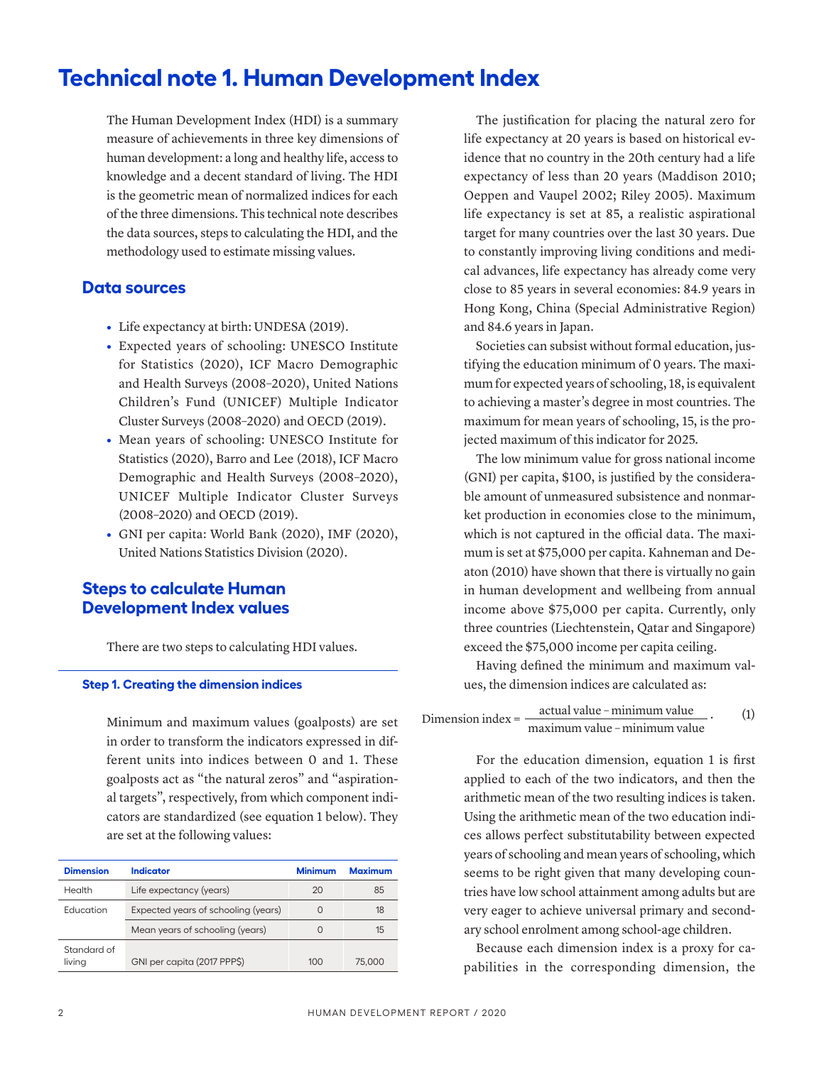# Technical note 1. Human Development Index

The Human Development Index (HDI) is a summary measure of achievements in three key dimensions of human development: a long and healthy life, access to knowledge and a decent standard of living. The HDI is the geometric mean of normalized indices for each of the three dimensions. This technical note describes the data sources, steps to calculating the HDI, and the methodology used to estimate missing values.

## Data sources

- Life expectancy at birth: UNDESA (2019).
- Expected years of schooling: UNESCO Institute for Statistics (2020), ICF Macro Demographic and Health Surveys (2008–2020), United Nations Children's Fund (UNICEF) Multiple Indicator Cluster Surveys (2008–2020) and OECD (2019).
- Mean years of schooling: UNESCO Institute for Statistics (2020), Barro and Lee (2018), ICF Macro Demographic and Health Surveys (2008–2020), UNICEF Multiple Indicator Cluster Surveys (2008–2020) and OECD (2019).
- GNI per capita: World Bank (2020), IMF (2020), United Nations Statistics Division (2020).

## Steps to calculate Human Development Index values

There are two steps to calculating HDI values.

### Step 1. Creating the dimension indices

Minimum and maximum values (goalposts) are set in order to transform the indicators expressed in different units into indices between 0 and 1. These goalposts act as "the natural zeros" and "aspirational targets", respectively, from which component indicators are standardized (see equation 1 below). They are set at the following values:

| Dimension | Indicator | Minimum | Maximum |
|---|---|---|---|
| Health | Life expectancy (years) | 20 | 85 |
| Education | Expected years of schooling (years) | 0 | 18 |
| | Mean years of schooling (years) | 0 | 15 |
| Standard of living | GNI per capita (2017 PPP$) | 100 | 75,000 |

The justification for placing the natural zero for life expectancy at 20 years is based on historical evidence that no country in the 20th century had a life expectancy of less than 20 years (Maddison 2010; Oeppen and Vaupel 2002; Riley 2005). Maximum life expectancy is set at 85, a realistic aspirational target for many countries over the last 30 years. Due to constantly improving living conditions and medical advances, life expectancy has already come very close to 85 years in several economies: 84.9 years in Hong Kong, China (Special Administrative Region) and 84.6 years in Japan.

Societies can subsist without formal education, justifying the education minimum of 0 years. The maximum for expected years of schooling, 18, is equivalent to achieving a master's degree in most countries. The maximum for mean years of schooling, 15, is the projected maximum of this indicator for 2025.

The low minimum value for gross national income (GNI) per capita, $100, is justified by the considerable amount of unmeasured subsistence and nonmarket production in economies close to the minimum, which is not captured in the official data. The maximum is set at $75,000 per capita. Kahneman and Deaton (2010) have shown that there is virtually no gain in human development and wellbeing from annual income above $75,000 per capita. Currently, only three countries (Liechtenstein, Qatar and Singapore) exceed the $75,000 income per capita ceiling.

Having defined the minimum and maximum values, the dimension indices are calculated as:

$$\text{Dimension index} = \frac{\text{actual value} - \text{minimum value}}{\text{maximum value} - \text{minimum value}}. \quad (1)$$

For the education dimension, equation 1 is first applied to each of the two indicators, and then the arithmetic mean of the two resulting indices is taken. Using the arithmetic mean of the two education indices allows perfect substitutability between expected years of schooling and mean years of schooling, which seems to be right given that many developing countries have low school attainment among adults but are very eager to achieve universal primary and secondary school enrolment among school-age children.

Because each dimension index is a proxy for capabilities in the corresponding dimension, the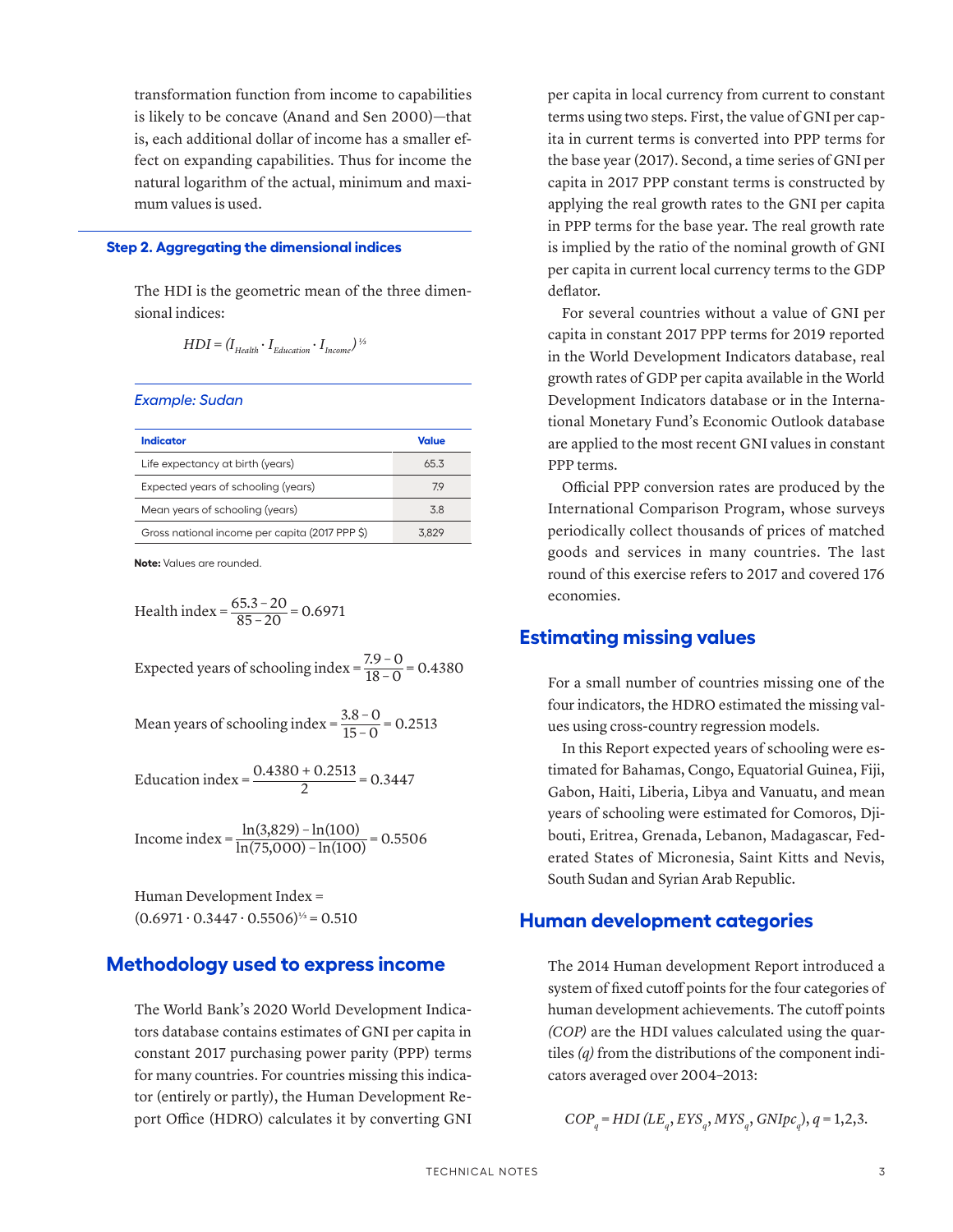transformation function from income to capabilities is likely to be concave (Anand and Sen 2000)—that is, each additional dollar of income has a smaller effect on expanding capabilities. Thus for income the natural logarithm of the actual, minimum and maximum values is used.

### Step 2. Aggregating the dimensional indices

The HDI is the geometric mean of the three dimensional indices:

$$HDI = (I_{Health} \cdot I_{Education} \cdot I_{Income})^{1/3}$$

*Example: Sudan*

| Indicator | Value |
|---|---|
| Life expectancy at birth (years) | 65.3 |
| Expected years of schooling (years) | 7.9 |
| Mean years of schooling (years) | 3.8 |
| Gross national income per capita (2017 PPP $) | 3,829 |

**Note:** Values are rounded.

$$\text{Health index} = \frac{65.3 - 20}{85 - 20} = 0.6971$$

$$\text{Expected years of schooling index} = \frac{7.9 - 0}{18 - 0} = 0.4380$$

$$\text{Mean years of schooling index} = \frac{3.8 - 0}{15 - 0} = 0.2513$$

$$\text{Education index} = \frac{0.4380 + 0.2513}{2} = 0.3447$$

$$\text{Income index} = \frac{\ln(3{,}829) - \ln(100)}{\ln(75{,}000) - \ln(100)} = 0.5506$$

Human Development Index =
$(0.6971 \cdot 0.3447 \cdot 0.5506)^{1/3} = 0.510$

## Methodology used to express income

The World Bank's 2020 World Development Indicators database contains estimates of GNI per capita in constant 2017 purchasing power parity (PPP) terms for many countries. For countries missing this indicator (entirely or partly), the Human Development Report Office (HDRO) calculates it by converting GNI per capita in local currency from current to constant terms using two steps. First, the value of GNI per capita in current terms is converted into PPP terms for the base year (2017). Second, a time series of GNI per capita in 2017 PPP constant terms is constructed by applying the real growth rates to the GNI per capita in PPP terms for the base year. The real growth rate is implied by the ratio of the nominal growth of GNI per capita in current local currency terms to the GDP deflator.

For several countries without a value of GNI per capita in constant 2017 PPP terms for 2019 reported in the World Development Indicators database, real growth rates of GDP per capita available in the World Development Indicators database or in the International Monetary Fund's Economic Outlook database are applied to the most recent GNI values in constant PPP terms.

Official PPP conversion rates are produced by the International Comparison Program, whose surveys periodically collect thousands of prices of matched goods and services in many countries. The last round of this exercise refers to 2017 and covered 176 economies.

## Estimating missing values

For a small number of countries missing one of the four indicators, the HDRO estimated the missing values using cross-country regression models.

In this Report expected years of schooling were estimated for Bahamas, Congo, Equatorial Guinea, Fiji, Gabon, Haiti, Liberia, Libya and Vanuatu, and mean years of schooling were estimated for Comoros, Djibouti, Eritrea, Grenada, Lebanon, Madagascar, Federated States of Micronesia, Saint Kitts and Nevis, South Sudan and Syrian Arab Republic.

## Human development categories

The 2014 Human development Report introduced a system of fixed cutoff points for the four categories of human development achievements. The cutoff points *(COP)* are the HDI values calculated using the quartiles *(q)* from the distributions of the component indicators averaged over 2004–2013:

$$COP_q = HDI\,(LE_q, EYS_q, MYS_q, GNIpc_q),\ q = 1,2,3.$$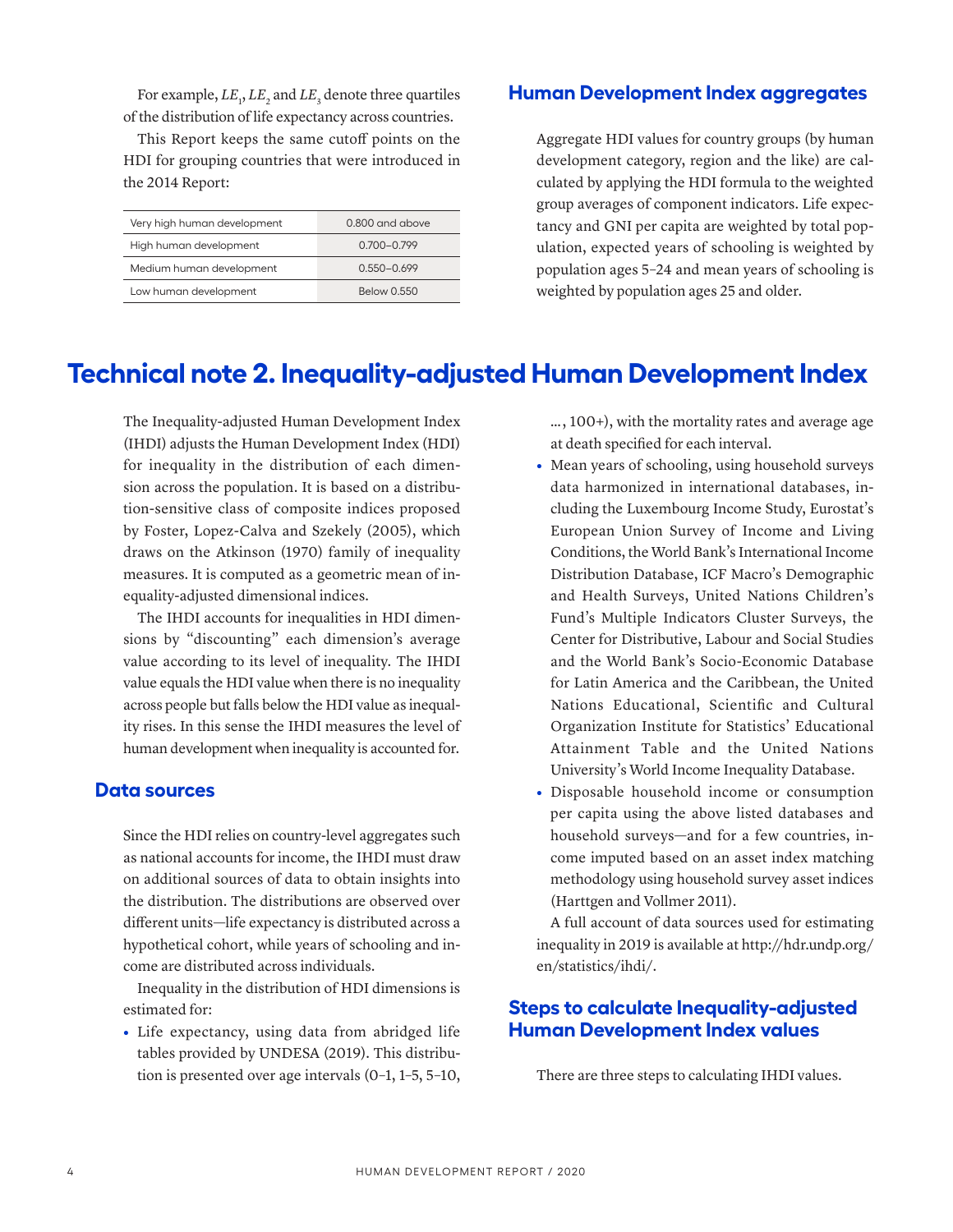For example, $LE_1$, $LE_2$ and $LE_3$ denote three quartiles of the distribution of life expectancy across countries.

This Report keeps the same cutoff points on the HDI for grouping countries that were introduced in the 2014 Report:

| | |
|---|---|
| Very high human development | 0.800 and above |
| High human development | 0.700–0.799 |
| Medium human development | 0.550–0.699 |
| Low human development | Below 0.550 |

## Human Development Index aggregates

Aggregate HDI values for country groups (by human development category, region and the like) are calculated by applying the HDI formula to the weighted group averages of component indicators. Life expectancy and GNI per capita are weighted by total population, expected years of schooling is weighted by population ages 5–24 and mean years of schooling is weighted by population ages 25 and older.

# Technical note 2. Inequality-adjusted Human Development Index

The Inequality-adjusted Human Development Index (IHDI) adjusts the Human Development Index (HDI) for inequality in the distribution of each dimension across the population. It is based on a distribution-sensitive class of composite indices proposed by Foster, Lopez-Calva and Szekely (2005), which draws on the Atkinson (1970) family of inequality measures. It is computed as a geometric mean of inequality-adjusted dimensional indices.

The IHDI accounts for inequalities in HDI dimensions by "discounting" each dimension's average value according to its level of inequality. The IHDI value equals the HDI value when there is no inequality across people but falls below the HDI value as inequality rises. In this sense the IHDI measures the level of human development when inequality is accounted for.

## Data sources

Since the HDI relies on country-level aggregates such as national accounts for income, the IHDI must draw on additional sources of data to obtain insights into the distribution. The distributions are observed over different units—life expectancy is distributed across a hypothetical cohort, while years of schooling and income are distributed across individuals.

Inequality in the distribution of HDI dimensions is estimated for:

- Life expectancy, using data from abridged life tables provided by UNDESA (2019). This distribution is presented over age intervals (0–1, 1–5, 5–10, …, 100+), with the mortality rates and average age at death specified for each interval.
- Mean years of schooling, using household surveys data harmonized in international databases, including the Luxembourg Income Study, Eurostat's European Union Survey of Income and Living Conditions, the World Bank's International Income Distribution Database, ICF Macro's Demographic and Health Surveys, United Nations Children's Fund's Multiple Indicators Cluster Surveys, the Center for Distributive, Labour and Social Studies and the World Bank's Socio-Economic Database for Latin America and the Caribbean, the United Nations Educational, Scientific and Cultural Organization Institute for Statistics' Educational Attainment Table and the United Nations University's World Income Inequality Database.
- Disposable household income or consumption per capita using the above listed databases and household surveys—and for a few countries, income imputed based on an asset index matching methodology using household survey asset indices (Harttgen and Vollmer 2011).

A full account of data sources used for estimating inequality in 2019 is available at http://hdr.undp.org/en/statistics/ihdi/.

## Steps to calculate Inequality-adjusted Human Development Index values

There are three steps to calculating IHDI values.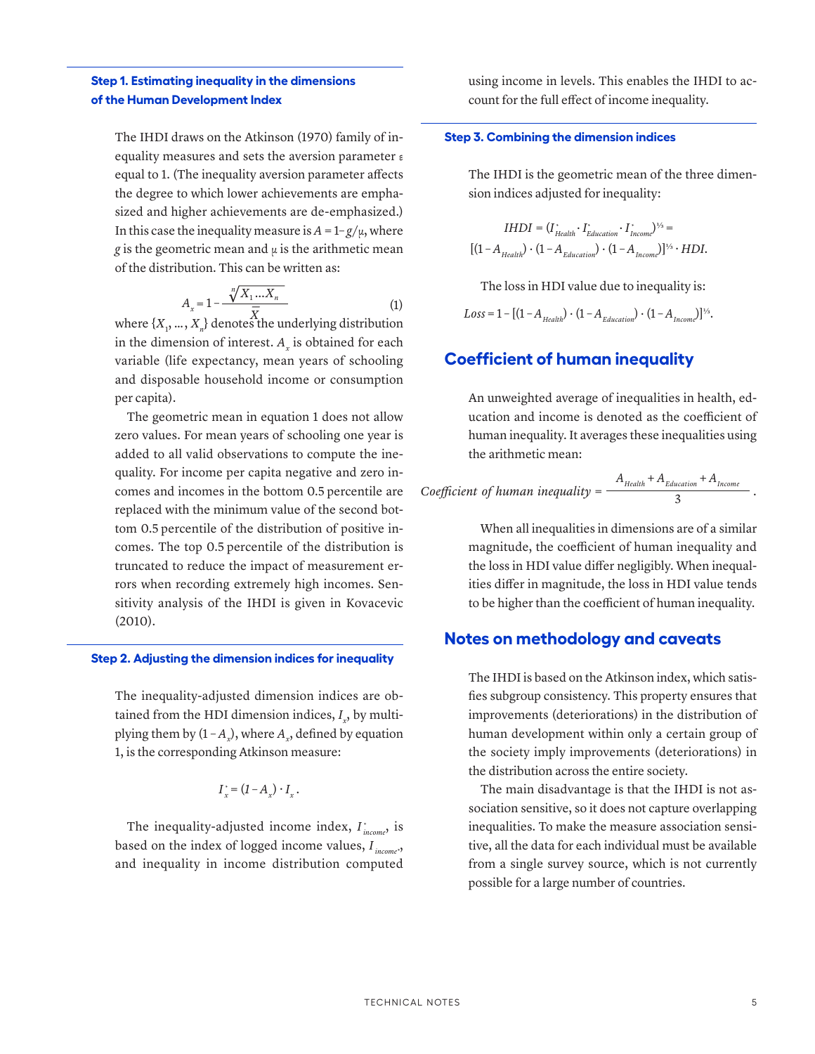### Step 1. Estimating inequality in the dimensions of the Human Development Index

The IHDI draws on the Atkinson (1970) family of inequality measures and sets the aversion parameter $\varepsilon$ equal to 1. (The inequality aversion parameter affects the degree to which lower achievements are emphasized and higher achievements are de-emphasized.) In this case the inequality measure is $A = 1 - g/\mu$, where $g$ is the geometric mean and $\mu$ is the arithmetic mean of the distribution. This can be written as:

$$A_x = 1 - \frac{\sqrt[n]{X_1 \ldots X_n}}{\bar{X}} \quad (1)$$

where $\{X_1, \ldots, X_n\}$ denotes the underlying distribution in the dimension of interest. $A_x$ is obtained for each variable (life expectancy, mean years of schooling and disposable household income or consumption per capita).

The geometric mean in equation 1 does not allow zero values. For mean years of schooling one year is added to all valid observations to compute the inequality. For income per capita negative and zero incomes and incomes in the bottom 0.5 percentile are replaced with the minimum value of the second bottom 0.5 percentile of the distribution of positive incomes. The top 0.5 percentile of the distribution is truncated to reduce the impact of measurement errors when recording extremely high incomes. Sensitivity analysis of the IHDI is given in Kovacevic (2010).

### Step 2. Adjusting the dimension indices for inequality

The inequality-adjusted dimension indices are obtained from the HDI dimension indices, $I_x$, by multiplying them by $(1 - A_x)$, where $A_x$, defined by equation 1, is the corresponding Atkinson measure:

$$I^*_x = (1 - A_x) \cdot I_x \,.$$

The inequality-adjusted income index, $I^*_{income}$, is based on the index of logged income values, $I_{income^*}$, and inequality in income distribution computed using income in levels. This enables the IHDI to account for the full effect of income inequality.

### Step 3. Combining the dimension indices

The IHDI is the geometric mean of the three dimension indices adjusted for inequality:

$$IHDI = (I^*_{Health} \cdot I^*_{Education} \cdot I^*_{Income})^{1/3} =$$
$$[(1 - A_{Health}) \cdot (1 - A_{Education}) \cdot (1 - A_{Income})]^{1/3} \cdot HDI.$$

The loss in HDI value due to inequality is:

$$Loss = 1 - [(1 - A_{Health}) \cdot (1 - A_{Education}) \cdot (1 - A_{Income})]^{1/3}.$$

## Coefficient of human inequality

An unweighted average of inequalities in health, education and income is denoted as the coefficient of human inequality. It averages these inequalities using the arithmetic mean:

$$Coefficient\ of\ human\ inequality = \frac{A_{Health} + A_{Education} + A_{Income}}{3}.$$

When all inequalities in dimensions are of a similar magnitude, the coefficient of human inequality and the loss in HDI value differ negligibly. When inequalities differ in magnitude, the loss in HDI value tends to be higher than the coefficient of human inequality.

## Notes on methodology and caveats

The IHDI is based on the Atkinson index, which satisfies subgroup consistency. This property ensures that improvements (deteriorations) in the distribution of human development within only a certain group of the society imply improvements (deteriorations) in the distribution across the entire society.

The main disadvantage is that the IHDI is not association sensitive, so it does not capture overlapping inequalities. To make the measure association sensitive, all the data for each individual must be available from a single survey source, which is not currently possible for a large number of countries.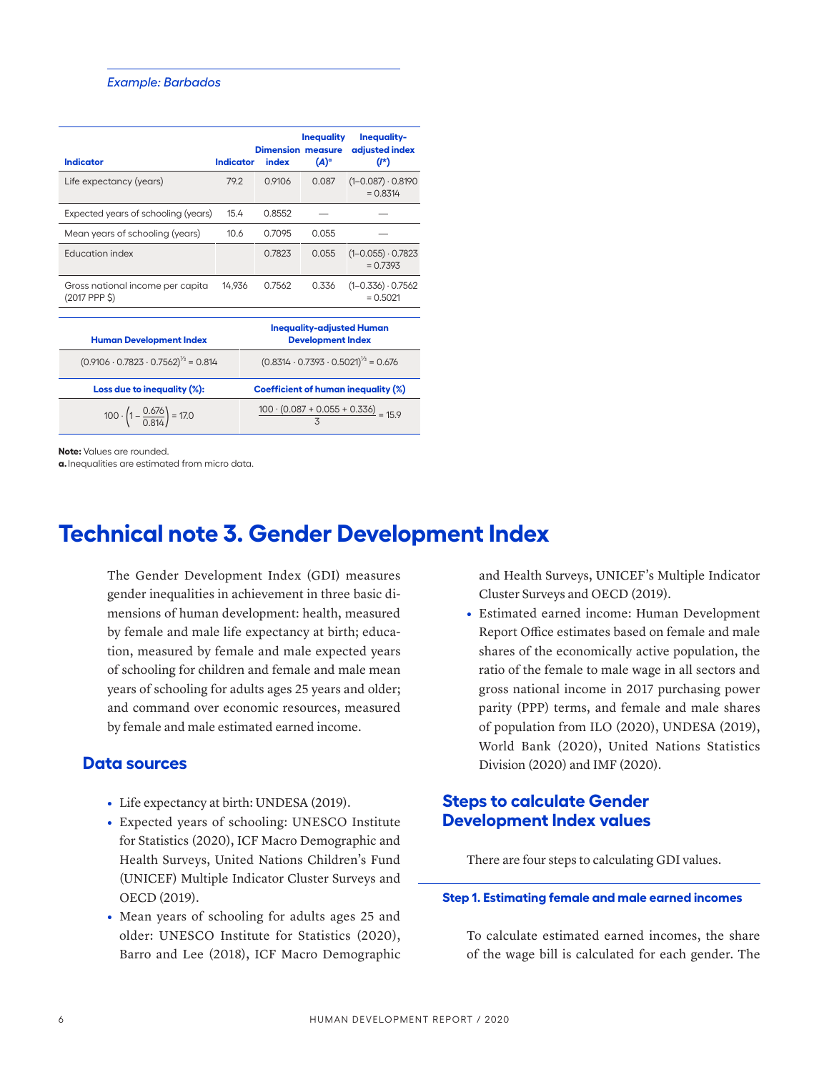*Example: Barbados*

| Indicator | Indicator | Dimension index | Inequality measure $(A)$[a] | Inequality-adjusted index $(I^*)$ |
|---|---|---|---|---|
| Life expectancy (years) | 79.2 | 0.9106 | 0.087 | $(1-0.087) \cdot 0.8190 = 0.8314$ |
| Expected years of schooling (years) | 15.4 | 0.8552 | — | — |
| Mean years of schooling (years) | 10.6 | 0.7095 | 0.055 | — |
| Education index | | 0.7823 | 0.055 | $(1-0.055) \cdot 0.7823 = 0.7393$ |
| Gross national income per capita (2017 PPP $) | 14,936 | 0.7562 | 0.336 | $(1-0.336) \cdot 0.7562 = 0.5021$ |

| Human Development Index | Inequality-adjusted Human Development Index |
|---|---|
| $(0.9106 \cdot 0.7823 \cdot 0.7562)^{1/3} = 0.814$ | $(0.8314 \cdot 0.7393 \cdot 0.5021)^{1/3} = 0.676$ |
| **Loss due to inequality (%):** | **Coefficient of human inequality (%)** |
| $100 \cdot \left(1 - \dfrac{0.676}{0.814}\right) = 17.0$ | $\dfrac{100 \cdot (0.087 + 0.055 + 0.336)}{3} = 15.9$ |

**Note:** Values are rounded.
**a.** Inequalities are estimated from micro data.

# Technical note 3. Gender Development Index

The Gender Development Index (GDI) measures gender inequalities in achievement in three basic dimensions of human development: health, measured by female and male life expectancy at birth; education, measured by female and male expected years of schooling for children and female and male mean years of schooling for adults ages 25 years and older; and command over economic resources, measured by female and male estimated earned income.

## Data sources

- Life expectancy at birth: UNDESA (2019).
- Expected years of schooling: UNESCO Institute for Statistics (2020), ICF Macro Demographic and Health Surveys, United Nations Children's Fund (UNICEF) Multiple Indicator Cluster Surveys and OECD (2019).
- Mean years of schooling for adults ages 25 and older: UNESCO Institute for Statistics (2020), Barro and Lee (2018), ICF Macro Demographic and Health Surveys, UNICEF's Multiple Indicator Cluster Surveys and OECD (2019).
- Estimated earned income: Human Development Report Office estimates based on female and male shares of the economically active population, the ratio of the female to male wage in all sectors and gross national income in 2017 purchasing power parity (PPP) terms, and female and male shares of population from ILO (2020), UNDESA (2019), World Bank (2020), United Nations Statistics Division (2020) and IMF (2020).

## Steps to calculate Gender Development Index values

There are four steps to calculating GDI values.

### Step 1. Estimating female and male earned incomes

To calculate estimated earned incomes, the share of the wage bill is calculated for each gender. The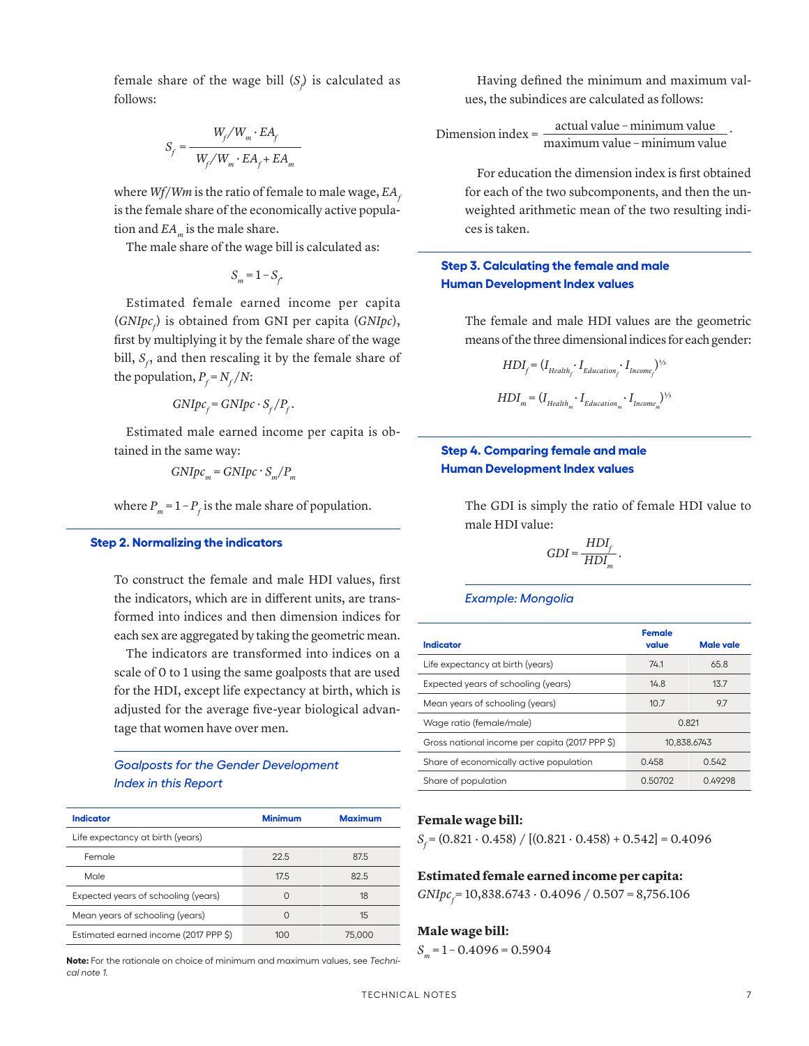female share of the wage bill ($S_f$) is calculated as follows:

$$S_f = \frac{W_f/W_m \cdot EA_f}{W_f/W_m \cdot EA_f + EA_m}$$

where *Wf/Wm* is the ratio of female to male wage, $EA_f$ is the female share of the economically active population and $EA_m$ is the male share.

The male share of the wage bill is calculated as:

$$S_m = 1 - S_f.$$

Estimated female earned income per capita ($GNIpc_f$) is obtained from GNI per capita ($GNIpc$), first by multiplying it by the female share of the wage bill, $S_f$, and then rescaling it by the female share of the population, $P_f = N_f/N$:

$$GNIpc_f = GNIpc \cdot S_f/P_f.$$

Estimated male earned income per capita is obtained in the same way:

$$GNIpc_m = GNIpc \cdot S_m/P_m$$

where $P_m = 1 - P_f$ is the male share of population.

## Step 2. Normalizing the indicators

To construct the female and male HDI values, first the indicators, which are in different units, are transformed into indices and then dimension indices for each sex are aggregated by taking the geometric mean.

The indicators are transformed into indices on a scale of 0 to 1 using the same goalposts that are used for the HDI, except life expectancy at birth, which is adjusted for the average five-year biological advantage that women have over men.

*Goalposts for the Gender Development Index in this Report*

| Indicator | Minimum | Maximum |
|---|---|---|
| Life expectancy at birth (years) | | |
| Female | 22.5 | 87.5 |
| Male | 17.5 | 82.5 |
| Expected years of schooling (years) | 0 | 18 |
| Mean years of schooling (years) | 0 | 15 |
| Estimated earned income (2017 PPP $) | 100 | 75,000 |

**Note:** For the rationale on choice of minimum and maximum values, see *Technical note 1.*

Having defined the minimum and maximum values, the subindices are calculated as follows:

$$\text{Dimension index} = \frac{\text{actual value} - \text{minimum value}}{\text{maximum value} - \text{minimum value}}.$$

For education the dimension index is first obtained for each of the two subcomponents, and then the unweighted arithmetic mean of the two resulting indices is taken.

## Step 3. Calculating the female and male Human Development Index values

The female and male HDI values are the geometric means of the three dimensional indices for each gender:

$$HDI_f = (I_{Health_f} \cdot I_{Education_f} \cdot I_{Income_f})^{1/3}$$

$$HDI_m = (I_{Health_m} \cdot I_{Education_m} \cdot I_{Income_m})^{1/3}$$

## Step 4. Comparing female and male Human Development Index values

The GDI is simply the ratio of female HDI value to male HDI value:

$$GDI = \frac{HDI_f}{HDI_m}.$$

*Example: Mongolia*

| Indicator | Female value | Male vale |
|---|---|---|
| Life expectancy at birth (years) | 74.1 | 65.8 |
| Expected years of schooling (years) | 14.8 | 13.7 |
| Mean years of schooling (years) | 10.7 | 9.7 |
| Wage ratio (female/male) | 0.821 | |
| Gross national income per capita (2017 PPP $) | 10,838.6743 | |
| Share of economically active population | 0.458 | 0.542 |
| Share of population | 0.50702 | 0.49298 |

**Female wage bill:**

$S_f = (0.821 \cdot 0.458) / [(0.821 \cdot 0.458) + 0.542] = 0.4096$

**Estimated female earned income per capita:**

$GNIpc_f = 10{,}838.6743 \cdot 0.4096 / 0.507 = 8{,}756.106$

**Male wage bill:**

$S_m = 1 - 0.4096 = 0.5904$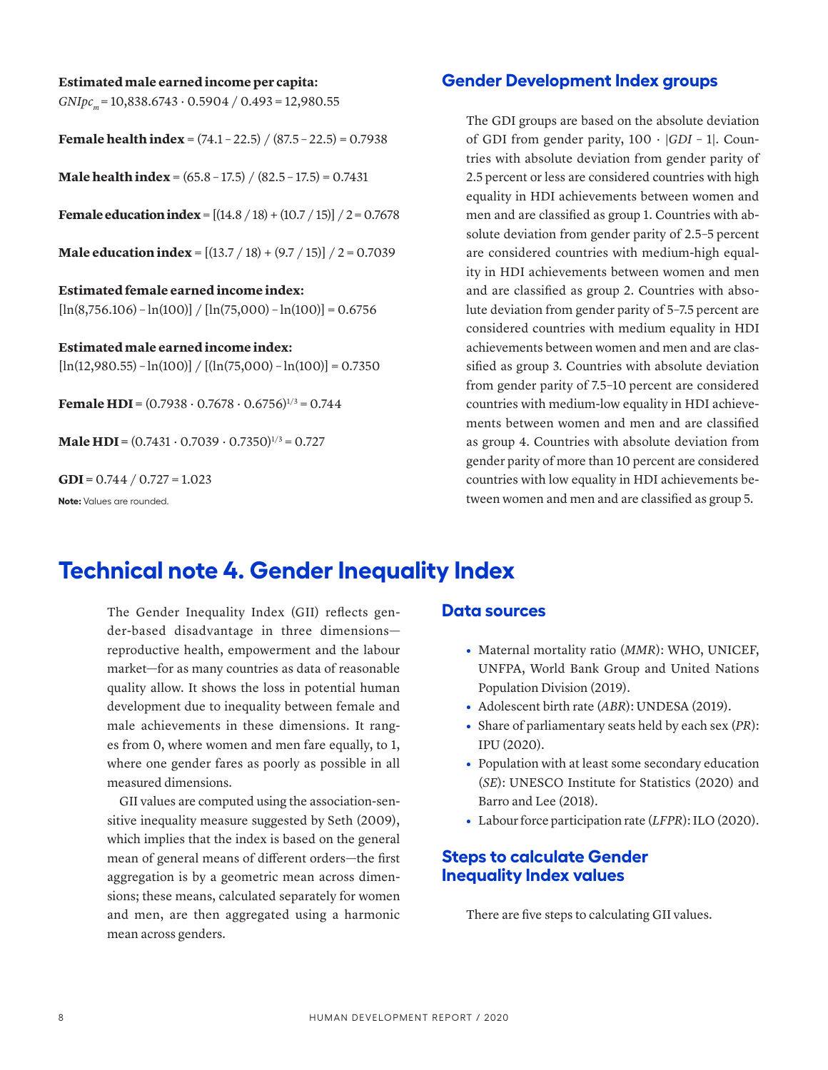**Estimated male earned income per capita:**
$GNIpc_m = 10{,}838.6743 \cdot 0.5904 / 0.493 = 12{,}980.55$

**Female health index** = $(74.1 - 22.5) / (87.5 - 22.5) = 0.7938$

**Male health index** = $(65.8 - 17.5) / (82.5 - 17.5) = 0.7431$

**Female education index** = $[(14.8 / 18) + (10.7 / 15)] / 2 = 0.7678$

**Male education index** = $[(13.7 / 18) + (9.7 / 15)] / 2 = 0.7039$

**Estimated female earned income index:**
$[\ln(8{,}756.106) - \ln(100)] / [\ln(75{,}000) - \ln(100)] = 0.6756$

**Estimated male earned income index:**
$[\ln(12{,}980.55) - \ln(100)] / [(\ln(75{,}000) - \ln(100)] = 0.7350$

**Female HDI** = $(0.7938 \cdot 0.7678 \cdot 0.6756)^{1/3} = 0.744$

**Male HDI** = $(0.7431 \cdot 0.7039 \cdot 0.7350)^{1/3} = 0.727$

**GDI** = $0.744 / 0.727 = 1.023$

**Note:** Values are rounded.

## Gender Development Index groups

The GDI groups are based on the absolute deviation of GDI from gender parity, $100 \cdot |GDI - 1|$. Countries with absolute deviation from gender parity of 2.5 percent or less are considered countries with high equality in HDI achievements between women and men and are classified as group 1. Countries with absolute deviation from gender parity of 2.5–5 percent are considered countries with medium-high equality in HDI achievements between women and men and are classified as group 2. Countries with absolute deviation from gender parity of 5–7.5 percent are considered countries with medium equality in HDI achievements between women and men and are classified as group 3. Countries with absolute deviation from gender parity of 7.5–10 percent are considered countries with medium-low equality in HDI achievements between women and men and are classified as group 4. Countries with absolute deviation from gender parity of more than 10 percent are considered countries with low equality in HDI achievements between women and men and are classified as group 5.

# Technical note 4. Gender Inequality Index

The Gender Inequality Index (GII) reflects gender-based disadvantage in three dimensions—reproductive health, empowerment and the labour market—for as many countries as data of reasonable quality allow. It shows the loss in potential human development due to inequality between female and male achievements in these dimensions. It ranges from 0, where women and men fare equally, to 1, where one gender fares as poorly as possible in all measured dimensions.

GII values are computed using the association-sensitive inequality measure suggested by Seth (2009), which implies that the index is based on the general mean of general means of different orders—the first aggregation is by a geometric mean across dimensions; these means, calculated separately for women and men, are then aggregated using a harmonic mean across genders.

## Data sources

- Maternal mortality ratio (*MMR*): WHO, UNICEF, UNFPA, World Bank Group and United Nations Population Division (2019).
- Adolescent birth rate (*ABR*): UNDESA (2019).
- Share of parliamentary seats held by each sex (*PR*): IPU (2020).
- Population with at least some secondary education (*SE*): UNESCO Institute for Statistics (2020) and Barro and Lee (2018).
- Labour force participation rate (*LFPR*): ILO (2020).

## Steps to calculate Gender Inequality Index values

There are five steps to calculating GII values.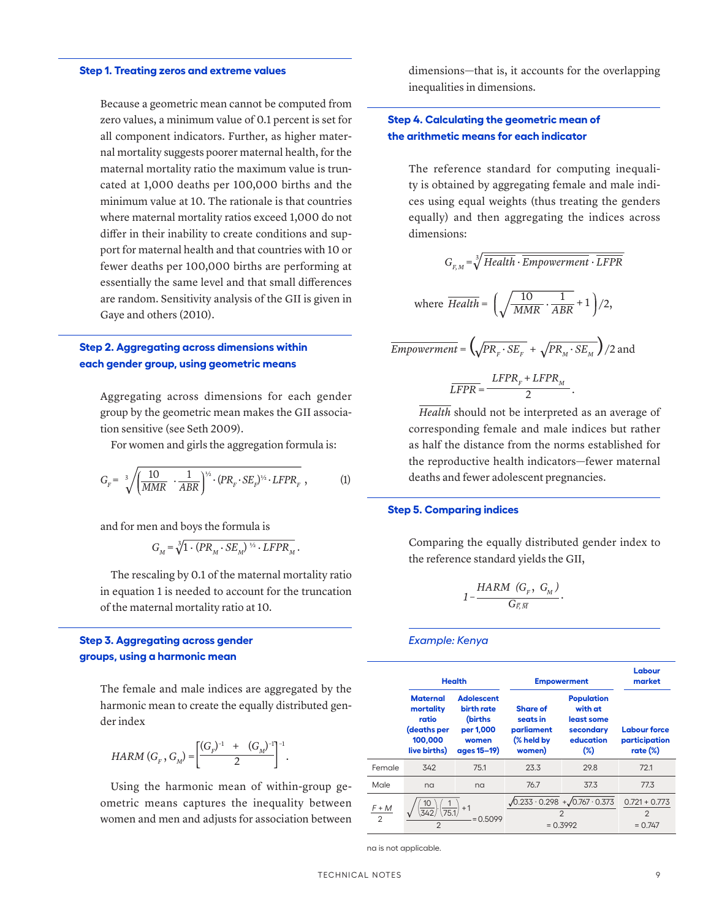### Step 1. Treating zeros and extreme values

Because a geometric mean cannot be computed from zero values, a minimum value of 0.1 percent is set for all component indicators. Further, as higher maternal mortality suggests poorer maternal health, for the maternal mortality ratio the maximum value is truncated at 1,000 deaths per 100,000 births and the minimum value at 10. The rationale is that countries where maternal mortality ratios exceed 1,000 do not differ in their inability to create conditions and support for maternal health and that countries with 10 or fewer deaths per 100,000 births are performing at essentially the same level and that small differences are random. Sensitivity analysis of the GII is given in Gaye and others (2010).

### Step 2. Aggregating across dimensions within each gender group, using geometric means

Aggregating across dimensions for each gender group by the geometric mean makes the GII association sensitive (see Seth 2009).

For women and girls the aggregation formula is:

$$G_F = \sqrt[3]{\left(\frac{10}{MMR} \cdot \frac{1}{ABR}\right)^{1/2} \cdot (PR_F \cdot SE_F)^{1/2} \cdot LFPR_F}\,, \qquad (1)$$

and for men and boys the formula is

$$G_M = \sqrt[3]{1 \cdot (PR_M \cdot SE_M)^{1/2} \cdot LFPR_M}\,.$$

The rescaling by 0.1 of the maternal mortality ratio in equation 1 is needed to account for the truncation of the maternal mortality ratio at 10.

### Step 3. Aggregating across gender groups, using a harmonic mean

The female and male indices are aggregated by the harmonic mean to create the equally distributed gender index

$$HARM\,(G_F, G_M) = \left[\frac{(G_F)^{-1} + (G_M)^{-1}}{2}\right]^{-1}.$$

Using the harmonic mean of within-group geometric means captures the inequality between women and men and adjusts for association between dimensions—that is, it accounts for the overlapping inequalities in dimensions.

### Step 4. Calculating the geometric mean of the arithmetic means for each indicator

The reference standard for computing inequality is obtained by aggregating female and male indices using equal weights (thus treating the genders equally) and then aggregating the indices across dimensions:

$$G_{\overline{F},\overline{M}} = \sqrt[3]{\overline{Health} \cdot \overline{Empowerment} \cdot \overline{LFPR}}$$

where $\overline{Health} = \left(\sqrt{\frac{10}{MMR} \cdot \frac{1}{ABR}} + 1\right)/2,$

$$\overline{Empowerment} = \left(\sqrt{PR_F \cdot SE_F} + \sqrt{PR_M \cdot SE_M}\right)/2 \text{ and}$$

$$\overline{LFPR} = \frac{LFPR_F + LFPR_M}{2}.$$

$\overline{Health}$ should not be interpreted as an average of corresponding female and male indices but rather as half the distance from the norms established for the reproductive health indicators—fewer maternal deaths and fewer adolescent pregnancies.

### Step 5. Comparing indices

Comparing the equally distributed gender index to the reference standard yields the GII,

$$1 - \frac{HARM\,(G_F,\, G_M)}{G_{\overline{F},\overline{M}}}.$$

*Example: Kenya*

| | Health | | Empowerment | | Labour market |
|---|---|---|---|---|---|
| | Maternal mortality ratio (deaths per 100,000 live births) | Adolescent birth rate (births per 1,000 women ages 15–19) | Share of seats in parliament (% held by women) | Population with at least some secondary education (%) | Labour force participation rate (%) |
| Female | 342 | 75.1 | 23.3 | 29.8 | 72.1 |
| Male | na | na | 76.7 | 37.3 | 77.3 |
| $\frac{F+M}{2}$ | $\frac{\sqrt{\left(\frac{10}{342}\right)\left(\frac{1}{75.1}\right)}+1}{2} = 0.5099$ | | $\frac{\sqrt{0.233 \cdot 0.298} + \sqrt{0.767 \cdot 0.373}}{2} = 0.3992$ | | $\frac{0.721 + 0.773}{2} = 0.747$ |

na is not applicable.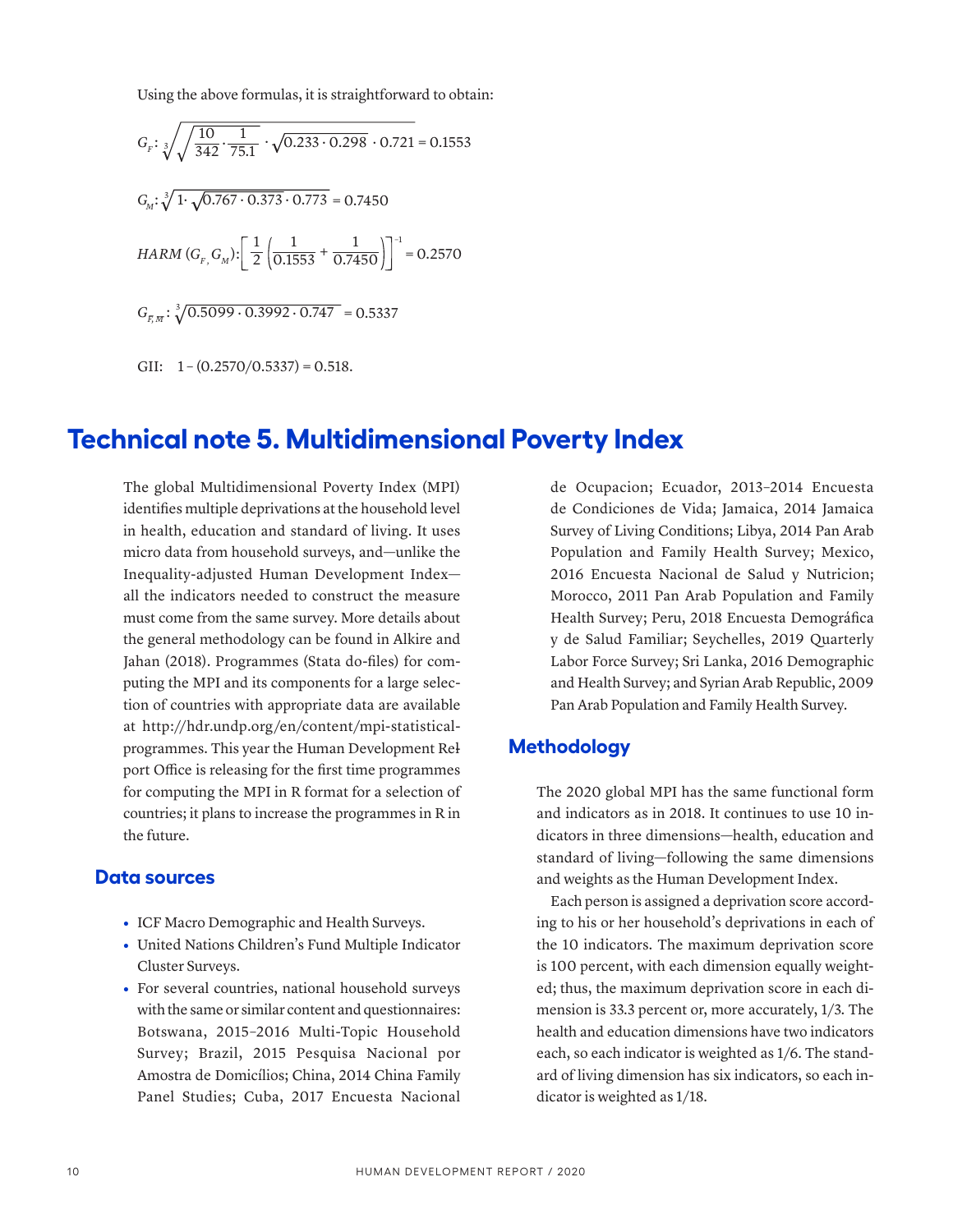Using the above formulas, it is straightforward to obtain:

$$G_F: \sqrt[3]{\sqrt{\frac{10}{342} \cdot \frac{1}{75.1}} \cdot \sqrt{0.233 \cdot 0.298} \cdot 0.721} = 0.1553$$

$$G_M: \sqrt[3]{1 \cdot \sqrt{0.767 \cdot 0.373} \cdot 0.773} = 0.7450$$

$$HARM\,(G_F, G_M): \left[\frac{1}{2}\left(\frac{1}{0.1553} + \frac{1}{0.7450}\right)\right]^{-1} = 0.2570$$

$$G_{\bar{F},\bar{M}}: \sqrt[3]{0.5099 \cdot 0.3992 \cdot 0.747} = 0.5337$$

GII: $1 - (0.2570/0.5337) = 0.518$.

# Technical note 5. Multidimensional Poverty Index

The global Multidimensional Poverty Index (MPI) identifies multiple deprivations at the household level in health, education and standard of living. It uses micro data from household surveys, and—unlike the Inequality-adjusted Human Development Index—all the indicators needed to construct the measure must come from the same survey. More details about the general methodology can be found in Alkire and Jahan (2018). Programmes (Stata do-files) for computing the MPI and its components for a large selection of countries with appropriate data are available at http://hdr.undp.org/en/content/mpi-statistical-programmes. This year the Human Development Report Office is releasing for the first time programmes for computing the MPI in R format for a selection of countries; it plans to increase the programmes in R in the future.

## Data sources

- ICF Macro Demographic and Health Surveys.
- United Nations Children's Fund Multiple Indicator Cluster Surveys.
- For several countries, national household surveys with the same or similar content and questionnaires: Botswana, 2015–2016 Multi-Topic Household Survey; Brazil, 2015 Pesquisa Nacional por Amostra de Domicílios; China, 2014 China Family Panel Studies; Cuba, 2017 Encuesta Nacional de Ocupacion; Ecuador, 2013–2014 Encuesta de Condiciones de Vida; Jamaica, 2014 Jamaica Survey of Living Conditions; Libya, 2014 Pan Arab Population and Family Health Survey; Mexico, 2016 Encuesta Nacional de Salud y Nutricion; Morocco, 2011 Pan Arab Population and Family Health Survey; Peru, 2018 Encuesta Demográfica y de Salud Familiar; Seychelles, 2019 Quarterly Labor Force Survey; Sri Lanka, 2016 Demographic and Health Survey; and Syrian Arab Republic, 2009 Pan Arab Population and Family Health Survey.

## Methodology

The 2020 global MPI has the same functional form and indicators as in 2018. It continues to use 10 indicators in three dimensions—health, education and standard of living—following the same dimensions and weights as the Human Development Index.

Each person is assigned a deprivation score according to his or her household's deprivations in each of the 10 indicators. The maximum deprivation score is 100 percent, with each dimension equally weighted; thus, the maximum deprivation score in each dimension is 33.3 percent or, more accurately, 1/3. The health and education dimensions have two indicators each, so each indicator is weighted as 1/6. The standard of living dimension has six indicators, so each indicator is weighted as 1/18.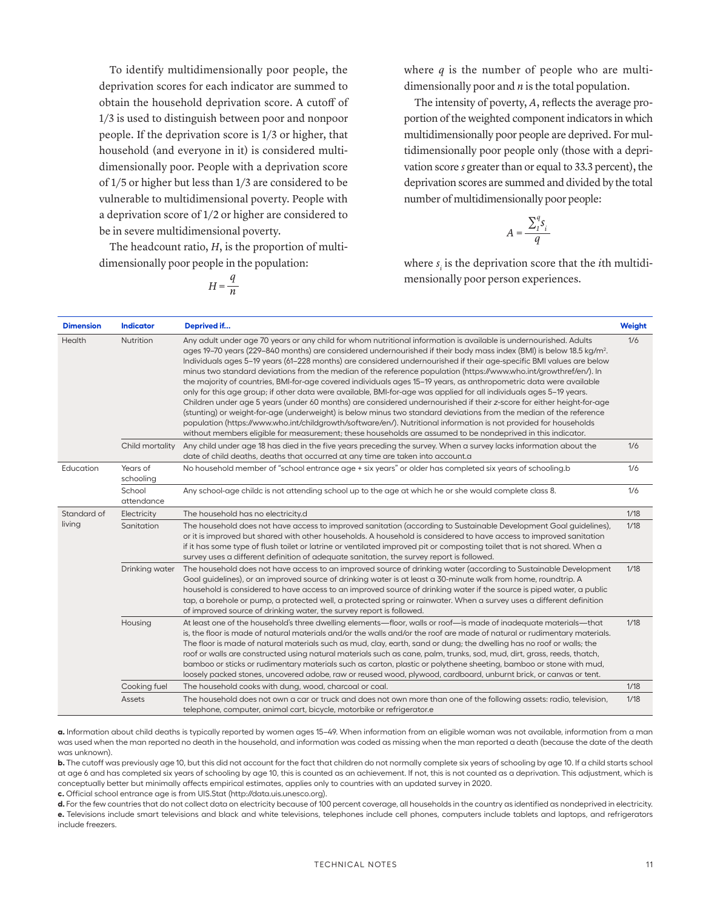To identify multidimensionally poor people, the deprivation scores for each indicator are summed to obtain the household deprivation score. A cutoff of 1/3 is used to distinguish between poor and nonpoor people. If the deprivation score is 1/3 or higher, that household (and everyone in it) is considered multidimensionally poor. People with a deprivation score of 1/5 or higher but less than 1/3 are considered to be vulnerable to multidimensional poverty. People with a deprivation score of 1/2 or higher are considered to be in severe multidimensional poverty.

The headcount ratio, $H$, is the proportion of multidimensionally poor people in the population:

$$H = \frac{q}{n}$$

where $q$ is the number of people who are multidimensionally poor and $n$ is the total population.

The intensity of poverty, $A$, reflects the average proportion of the weighted component indicators in which multidimensionally poor people are deprived. For multidimensionally poor people only (those with a deprivation score $s$ greater than or equal to 33.3 percent), the deprivation scores are summed and divided by the total number of multidimensionally poor people:

$$A = \frac{\sum_{1}^{q} s_i}{q}$$

where $s_i$ is the deprivation score that the $i$th multidimensionally poor person experiences.

| Dimension | Indicator | Deprived if… | Weight |
|---|---|---|---|
| Health | Nutrition | Any adult under age 70 years or any child for whom nutritional information is available is undernourished. Adults ages 19–70 years (229–840 months) are considered undernourished if their body mass index (BMI) is below 18.5 kg/m². Individuals ages 5–19 years (61–228 months) are considered undernourished if their age-specific BMI values are below minus two standard deviations from the median of the reference population (https://www.who.int/growthref/en/). In the majority of countries, BMI-for-age covered individuals ages 15–19 years, as anthropometric data were available only for this age group; if other data were available, BMI-for-age was applied for all individuals ages 5–19 years. Children under age 5 years (under 60 months) are considered undernourished if their *z*-score for either height-for-age (stunting) or weight-for-age (underweight) is below minus two standard deviations from the median of the reference population (https://www.who.int/childgrowth/software/en/). Nutritional information is not provided for households without members eligible for measurement; these households are assumed to be nondeprived in this indicator. | 1/6 |
| | Child mortality | Any child under age 18 has died in the five years preceding the survey. When a survey lacks information about the date of child deaths, deaths that occurred at any time are taken into account.a | 1/6 |
| Education | Years of schooling | No household member of "school entrance age + six years" or older has completed six years of schooling.b | 1/6 |
| | School attendance | Any school-age childc is not attending school up to the age at which he or she would complete class 8. | 1/6 |
| Standard of living | Electricity | The household has no electricity.d | 1/18 |
| | Sanitation | The household does not have access to improved sanitation (according to Sustainable Development Goal guidelines), or it is improved but shared with other households. A household is considered to have access to improved sanitation if it has some type of flush toilet or latrine or ventilated improved pit or composting toilet that is not shared. When a survey uses a different definition of adequate sanitation, the survey report is followed. | 1/18 |
| | Drinking water | The household does not have access to an improved source of drinking water (according to Sustainable Development Goal guidelines), or an improved source of drinking water is at least a 30-minute walk from home, roundtrip. A household is considered to have access to an improved source of drinking water if the source is piped water, a public tap, a borehole or pump, a protected well, a protected spring or rainwater. When a survey uses a different definition of improved source of drinking water, the survey report is followed. | 1/18 |
| | Housing | At least one of the household's three dwelling elements—floor, walls or roof—is made of inadequate materials—that is, the floor is made of natural materials and/or the walls and/or the roof are made of natural or rudimentary materials. The floor is made of natural materials such as mud, clay, earth, sand or dung; the dwelling has no roof or walls; the roof or walls are constructed using natural materials such as cane, palm, trunks, sod, mud, dirt, grass, reeds, thatch, bamboo or sticks or rudimentary materials such as carton, plastic or polythene sheeting, bamboo or stone with mud, loosely packed stones, uncovered adobe, raw or reused wood, plywood, cardboard, unburnt brick, or canvas or tent. | 1/18 |
| | Cooking fuel | The household cooks with dung, wood, charcoal or coal. | 1/18 |
| | Assets | The household does not own a car or truck and does not own more than one of the following assets: radio, television, telephone, computer, animal cart, bicycle, motorbike or refrigerator.e | 1/18 |

**a.** Information about child deaths is typically reported by women ages 15–49. When information from an eligible woman was not available, information from a man was used when the man reported no death in the household, and information was coded as missing when the man reported a death (because the date of the death was unknown).

**b.** The cutoff was previously age 10, but this did not account for the fact that children do not normally complete six years of schooling by age 10. If a child starts school at age 6 and has completed six years of schooling by age 10, this is counted as an achievement. If not, this is not counted as a deprivation. This adjustment, which is conceptually better but minimally affects empirical estimates, applies only to countries with an updated survey in 2020.

**c.** Official school entrance age is from UIS.Stat (http://data.uis.unesco.org).

**d.** For the few countries that do not collect data on electricity because of 100 percent coverage, all households in the country as identified as nondeprived in electricity.

**e.** Televisions include smart televisions and black and white televisions, telephones include cell phones, computers include tablets and laptops, and refrigerators include freezers.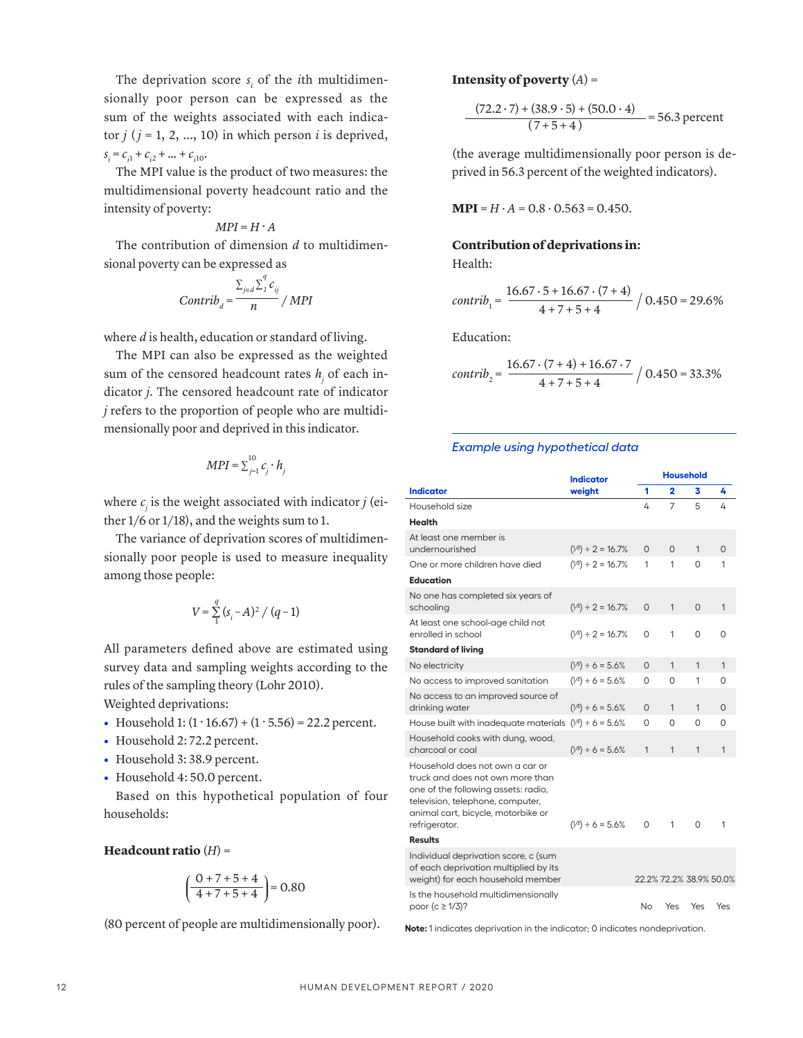The deprivation score $s_i$ of the $i$th multidimensionally poor person can be expressed as the sum of the weights associated with each indicator $j$ ($j$ = 1, 2, ..., 10) in which person $i$ is deprived, $s_i = c_{i1} + c_{i2} + ... + c_{i10}$.

The MPI value is the product of two measures: the multidimensional poverty headcount ratio and the intensity of poverty:

$$MPI = H \cdot A$$

The contribution of dimension $d$ to multidimensional poverty can be expressed as

$$Contrib_d = \frac{\sum_{j \in d} \sum_1^q c_{ij}}{n} / MPI$$

where $d$ is health, education or standard of living.

The MPI can also be expressed as the weighted sum of the censored headcount rates $h_j$ of each indicator $j$. The censored headcount rate of indicator $j$ refers to the proportion of people who are multidimensionally poor and deprived in this indicator.

$$MPI = \sum_{j=1}^{10} c_j \cdot h_j$$

where $c_j$ is the weight associated with indicator $j$ (either 1/6 or 1/18), and the weights sum to 1.

The variance of deprivation scores of multidimensionally poor people is used to measure inequality among those people:

$$V = \sum_1^q (s_i - A)^2 / (q - 1)$$

All parameters defined above are estimated using survey data and sampling weights according to the rules of the sampling theory (Lohr 2010).

Weighted deprivations:

- Household 1: $(1 \cdot 16.67) + (1 \cdot 5.56) = 22.2$ percent.
- Household 2: 72.2 percent.
- Household 3: 38.9 percent.
- Household 4: 50.0 percent.

Based on this hypothetical population of four households:

**Headcount ratio** ($H$) =

$$\left(\frac{0 + 7 + 5 + 4}{4 + 7 + 5 + 4}\right) = 0.80$$

(80 percent of people are multidimensionally poor).

**Intensity of poverty** ($A$) =

$$\frac{(72.2 \cdot 7) + (38.9 \cdot 5) + (50.0 \cdot 4)}{(7 + 5 + 4)} = 56.3 \text{ percent}$$

(the average multidimensionally poor person is deprived in 56.3 percent of the weighted indicators).

**MPI** = $H \cdot A = 0.8 \cdot 0.563 = 0.450$.

**Contribution of deprivations in:**

Health:

$$contrib_1 = \frac{16.67 \cdot 5 + 16.67 \cdot (7 + 4)}{4 + 7 + 5 + 4} / 0.450 = 29.6\%$$

Education:

$$contrib_2 = \frac{16.67 \cdot (7 + 4) + 16.67 \cdot 7}{4 + 7 + 5 + 4} / 0.450 = 33.3\%$$

*Example using hypothetical data*

| Indicator | Indicator weight | Household 1 | Household 2 | Household 3 | Household 4 |
|---|---|---|---|---|---|
| Household size | | 4 | 7 | 5 | 4 |
| **Health** | | | | | |
| At least one member is undernourished | (1/3) ÷ 2 = 16.7% | 0 | 0 | 1 | 0 |
| One or more children have died | (1/3) ÷ 2 = 16.7% | 1 | 1 | 0 | 1 |
| **Education** | | | | | |
| No one has completed six years of schooling | (1/3) ÷ 2 = 16.7% | 0 | 1 | 0 | 1 |
| At least one school-age child not enrolled in school | (1/3) ÷ 2 = 16.7% | 0 | 1 | 0 | 0 |
| **Standard of living** | | | | | |
| No electricity | (1/3) ÷ 6 = 5.6% | 0 | 1 | 1 | 1 |
| No access to improved sanitation | (1/3) ÷ 6 = 5.6% | 0 | 0 | 1 | 0 |
| No access to an improved source of drinking water | (1/3) ÷ 6 = 5.6% | 0 | 1 | 1 | 0 |
| House built with inadequate materials | (1/3) ÷ 6 = 5.6% | 0 | 0 | 0 | 0 |
| Household cooks with dung, wood, charcoal or coal | (1/3) ÷ 6 = 5.6% | 1 | 1 | 1 | 1 |
| Household does not own a car or truck and does not own more than one of the following assets: radio, telephone, computer, television, cell phone, animal cart, bicycle, motorbike or refrigerator. | (1/3) ÷ 6 = 5.6% | 0 | 1 | 0 | 1 |
| **Results** | | | | | |
| Individual deprivation score, c (sum of each deprivation multiplied by its weight) for each household member | | 22.2% | 72.2% | 38.9% | 50.0% |
| Is the household multidimensionally poor (c ≥ 1/3)? | | No | Yes | Yes | Yes |

**Note:** 1 indicates deprivation in the indicator; 0 indicates nondeprivation.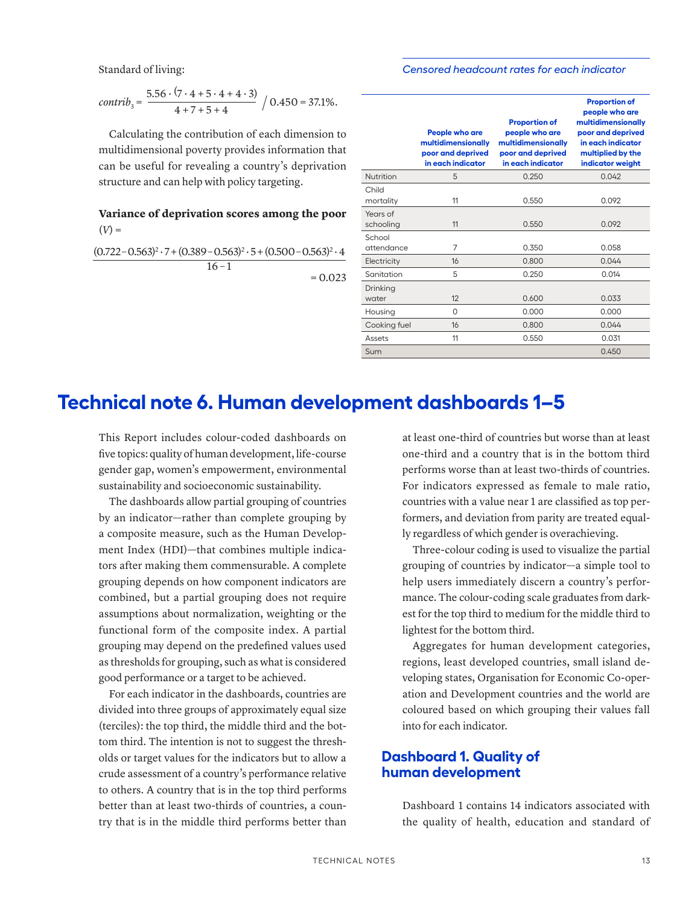Standard of living:

$$contrib_3 = \frac{5.56 \cdot (7 \cdot 4 + 5 \cdot 4 + 4 \cdot 3)}{4 + 7 + 5 + 4} \bigg/ 0.450 = 37.1\%.$$

Calculating the contribution of each dimension to multidimensional poverty provides information that can be useful for revealing a country's deprivation structure and can help with policy targeting.

**Variance of deprivation scores among the poor** ($V$) =

$$\frac{(0.722 - 0.563)^2 \cdot 7 + (0.389 - 0.563)^2 \cdot 5 + (0.500 - 0.563)^2 \cdot 4}{16 - 1} = 0.023$$

*Censored headcount rates for each indicator*

| | People who are multidimensionally poor and deprived in each indicator | Proportion of people who are multidimensionally poor and deprived in each indicator | Proportion of people who are multidimensionally poor and deprived in each indicator multiplied by the indicator weight |
|---|---|---|---|
| Nutrition | 5 | 0.250 | 0.042 |
| Child mortality | 11 | 0.550 | 0.092 |
| Years of schooling | 11 | 0.550 | 0.092 |
| School attendance | 7 | 0.350 | 0.058 |
| Electricity | 16 | 0.800 | 0.044 |
| Sanitation | 5 | 0.250 | 0.014 |
| Drinking water | 12 | 0.600 | 0.033 |
| Housing | 0 | 0.000 | 0.000 |
| Cooking fuel | 16 | 0.800 | 0.044 |
| Assets | 11 | 0.550 | 0.031 |
| Sum | | | 0.450 |

# Technical note 6. Human development dashboards 1–5

This Report includes colour-coded dashboards on five topics: quality of human development, life-course gender gap, women's empowerment, environmental sustainability and socioeconomic sustainability.

The dashboards allow partial grouping of countries by an indicator—rather than complete grouping by a composite measure, such as the Human Development Index (HDI)—that combines multiple indicators after making them commensurable. A complete grouping depends on how component indicators are combined, but a partial grouping does not require assumptions about normalization, weighting or the functional form of the composite index. A partial grouping may depend on the predefined values used as thresholds for grouping, such as what is considered good performance or a target to be achieved.

For each indicator in the dashboards, countries are divided into three groups of approximately equal size (terciles): the top third, the middle third and the bottom third. The intention is not to suggest the thresholds or target values for the indicators but to allow a crude assessment of a country's performance relative to others. A country that is in the top third performs better than at least two-thirds of countries, a country that is in the middle third performs better than at least one-third of countries but worse than at least one-third and a country that is in the bottom third performs worse than at least two-thirds of countries. For indicators expressed as female to male ratio, countries with a value near 1 are classified as top performers, and deviation from parity are treated equally regardless of which gender is overachieving.

Three-colour coding is used to visualize the partial grouping of countries by indicator—a simple tool to help users immediately discern a country's performance. The colour-coding scale graduates from darkest for the top third to medium for the middle third to lightest for the bottom third.

Aggregates for human development categories, regions, least developed countries, small island developing states, Organisation for Economic Co-operation and Development countries and the world are coloured based on which grouping their values fall into for each indicator.

## Dashboard 1. Quality of human development

Dashboard 1 contains 14 indicators associated with the quality of health, education and standard of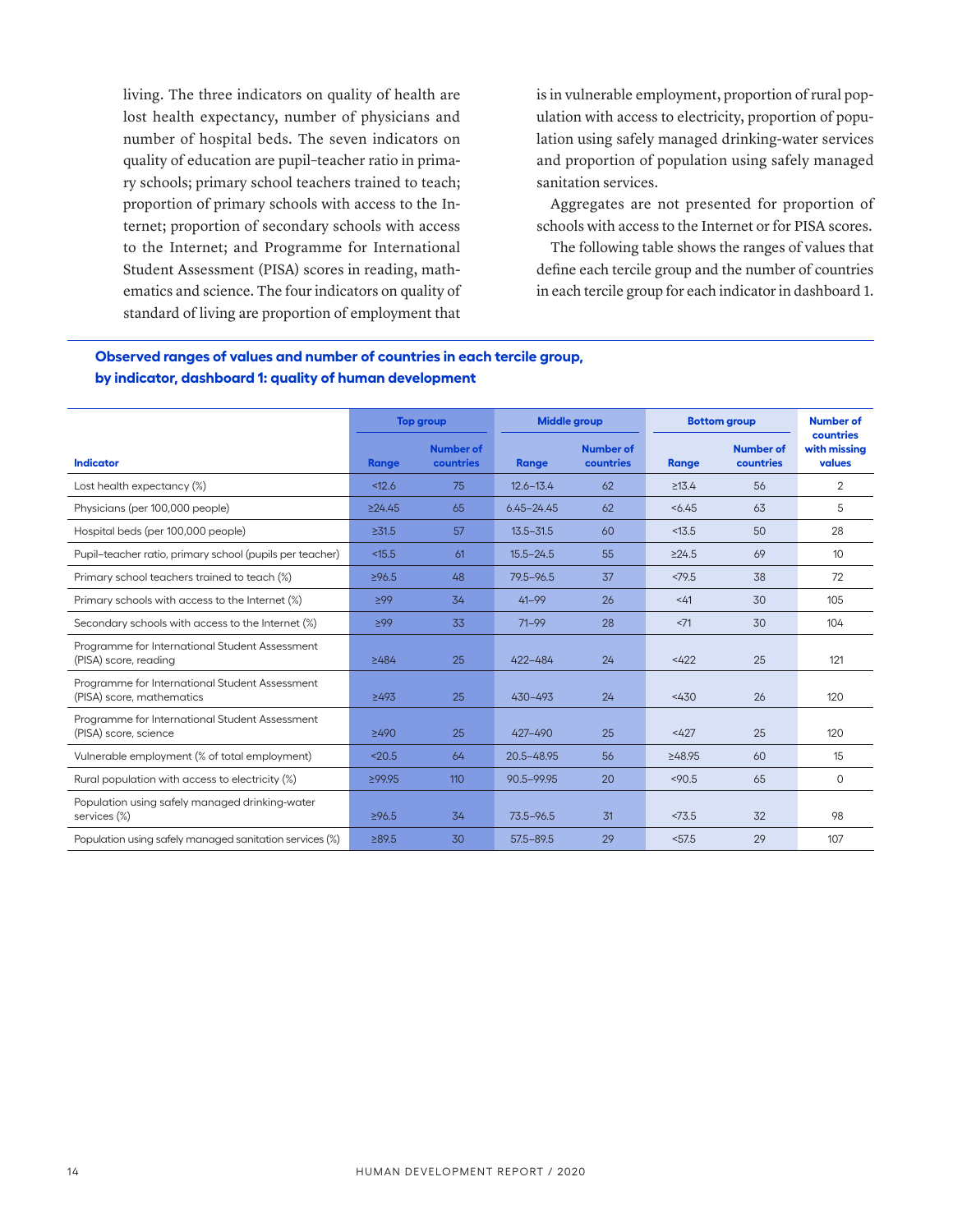living. The three indicators on quality of health are lost health expectancy, number of physicians and number of hospital beds. The seven indicators on quality of education are pupil–teacher ratio in primary schools; primary school teachers trained to teach; proportion of primary schools with access to the Internet; proportion of secondary schools with access to the Internet; and Programme for International Student Assessment (PISA) scores in reading, mathematics and science. The four indicators on quality of standard of living are proportion of employment that is in vulnerable employment, proportion of rural population with access to electricity, proportion of population using safely managed drinking-water services and proportion of population using safely managed sanitation services.

Aggregates are not presented for proportion of schools with access to the Internet or for PISA scores.

The following table shows the ranges of values that define each tercile group and the number of countries in each tercile group for each indicator in dashboard 1.

**Observed ranges of values and number of countries in each tercile group, by indicator, dashboard 1: quality of human development**

| Indicator | Top group | | Middle group | | Bottom group | | Number of countries with missing values |
|---|---|---|---|---|---|---|---|
| | Range | Number of countries | Range | Number of countries | Range | Number of countries | |
| Lost health expectancy (%) | <12.6 | 75 | 12.6–13.4 | 62 | ≥13.4 | 56 | 2 |
| Physicians (per 100,000 people) | ≥24.45 | 65 | 6.45–24.45 | 62 | <6.45 | 63 | 5 |
| Hospital beds (per 100,000 people) | ≥31.5 | 57 | 13.5–31.5 | 60 | <13.5 | 50 | 28 |
| Pupil–teacher ratio, primary school (pupils per teacher) | <15.5 | 61 | 15.5–24.5 | 55 | ≥24.5 | 69 | 10 |
| Primary school teachers trained to teach (%) | ≥96.5 | 48 | 79.5–96.5 | 37 | <79.5 | 38 | 72 |
| Primary schools with access to the Internet (%) | ≥99 | 34 | 41–99 | 26 | <41 | 30 | 105 |
| Secondary schools with access to the Internet (%) | ≥99 | 33 | 71–99 | 28 | <71 | 30 | 104 |
| Programme for International Student Assessment (PISA) score, reading | ≥484 | 25 | 422–484 | 24 | <422 | 25 | 121 |
| Programme for International Student Assessment (PISA) score, mathematics | ≥493 | 25 | 430–493 | 24 | <430 | 26 | 120 |
| Programme for International Student Assessment (PISA) score, science | ≥490 | 25 | 427–490 | 25 | <427 | 25 | 120 |
| Vulnerable employment (% of total employment) | <20.5 | 64 | 20.5–48.95 | 56 | ≥48.95 | 60 | 15 |
| Rural population with access to electricity (%) | ≥99.95 | 110 | 90.5–99.95 | 20 | <90.5 | 65 | 0 |
| Population using safely managed drinking-water services (%) | ≥96.5 | 34 | 73.5–96.5 | 31 | <73.5 | 32 | 98 |
| Population using safely managed sanitation services (%) | ≥89.5 | 30 | 57.5–89.5 | 29 | <57.5 | 29 | 107 |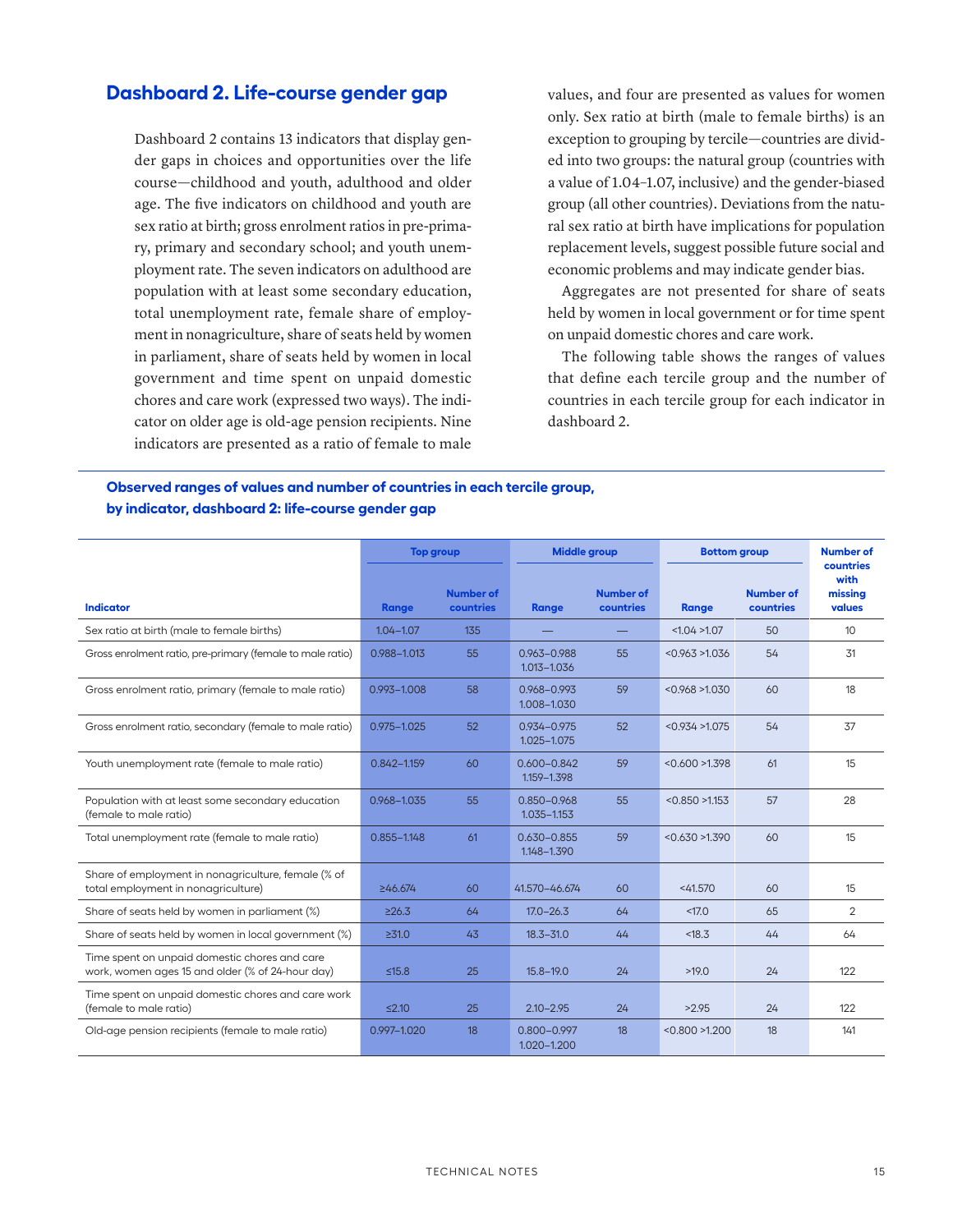## Dashboard 2. Life-course gender gap

Dashboard 2 contains 13 indicators that display gender gaps in choices and opportunities over the life course—childhood and youth, adulthood and older age. The five indicators on childhood and youth are sex ratio at birth; gross enrolment ratios in pre-primary, primary and secondary school; and youth unemployment rate. The seven indicators on adulthood are population with at least some secondary education, total unemployment rate, female share of employment in nonagriculture, share of seats held by women in parliament, share of seats held by women in local government and time spent on unpaid domestic chores and care work (expressed two ways). The indicator on older age is old-age pension recipients. Nine indicators are presented as a ratio of female to male values, and four are presented as values for women only. Sex ratio at birth (male to female births) is an exception to grouping by tercile—countries are divided into two groups: the natural group (countries with a value of 1.04–1.07, inclusive) and the gender-biased group (all other countries). Deviations from the natural sex ratio at birth have implications for population replacement levels, suggest possible future social and economic problems and may indicate gender bias.

Aggregates are not presented for share of seats held by women in local government or for time spent on unpaid domestic chores and care work.

The following table shows the ranges of values that define each tercile group and the number of countries in each tercile group for each indicator in dashboard 2.

**Observed ranges of values and number of countries in each tercile group, by indicator, dashboard 2: life-course gender gap**

| | Top group | | Middle group | | Bottom group | | Number of countries with missing values |
|---|---|---|---|---|---|---|---|
| **Indicator** | **Range** | **Number of countries** | **Range** | **Number of countries** | **Range** | **Number of countries** | |
| Sex ratio at birth (male to female births) | 1.04–1.07 | 135 | — | — | <1.04 >1.07 | 50 | 10 |
| Gross enrolment ratio, pre-primary (female to male ratio) | 0.988–1.013 | 55 | 0.963–0.988 1.013–1.036 | 55 | <0.963 >1.036 | 54 | 31 |
| Gross enrolment ratio, primary (female to male ratio) | 0.993–1.008 | 58 | 0.968–0.993 1.008–1.030 | 59 | <0.968 >1.030 | 60 | 18 |
| Gross enrolment ratio, secondary (female to male ratio) | 0.975–1.025 | 52 | 0.934–0.975 1.025–1.075 | 52 | <0.934 >1.075 | 54 | 37 |
| Youth unemployment rate (female to male ratio) | 0.842–1.159 | 60 | 0.600–0.842 1.159–1.398 | 59 | <0.600 >1.398 | 61 | 15 |
| Population with at least some secondary education (female to male ratio) | 0.968–1.035 | 55 | 0.850–0.968 1.035–1.153 | 55 | <0.850 >1.153 | 57 | 28 |
| Total unemployment rate (female to male ratio) | 0.855–1.148 | 61 | 0.630–0.855 1.148–1.390 | 59 | <0.630 >1.390 | 60 | 15 |
| Share of employment in nonagriculture, female (% of total employment in nonagriculture) | ≥46.674 | 60 | 41.570–46.674 | 60 | <41.570 | 60 | 15 |
| Share of seats held by women in parliament (%) | ≥26.3 | 64 | 17.0–26.3 | 64 | <17.0 | 65 | 2 |
| Share of seats held by women in local government (%) | ≥31.0 | 43 | 18.3–31.0 | 44 | <18.3 | 44 | 64 |
| Time spent on unpaid domestic chores and care work, women ages 15 and older (% of 24-hour day) | ≤15.8 | 25 | 15.8–19.0 | 24 | >19.0 | 24 | 122 |
| Time spent on unpaid domestic chores and care work (female to male ratio) | ≤2.10 | 25 | 2.10–2.95 | 24 | >2.95 | 24 | 122 |
| Old-age pension recipients (female to male ratio) | 0.997–1.020 | 18 | 0.800–0.997 1.020–1.200 | 18 | <0.800 >1.200 | 18 | 141 |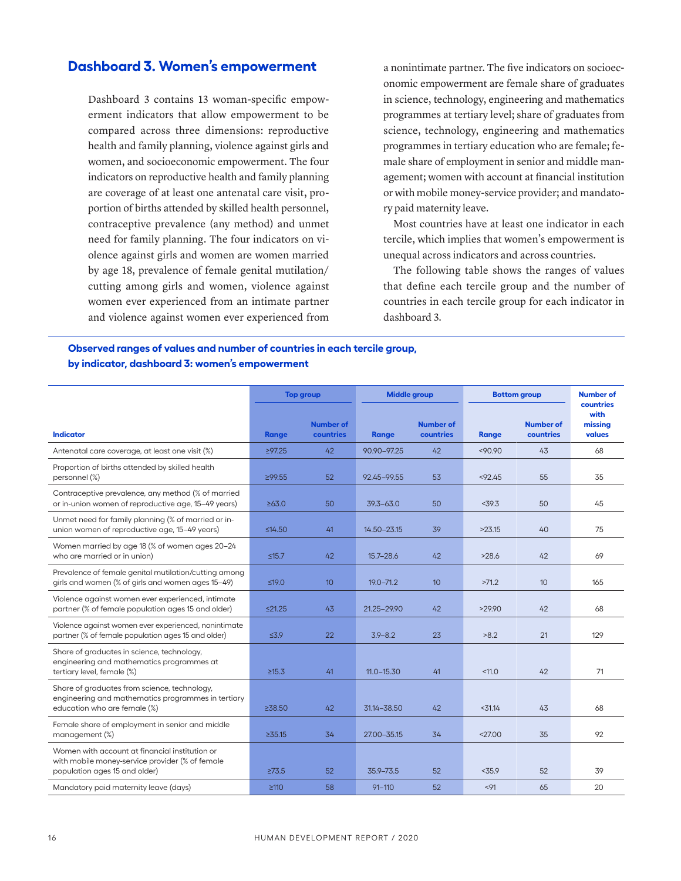## Dashboard 3. Women's empowerment

Dashboard 3 contains 13 woman-specific empowerment indicators that allow empowerment to be compared across three dimensions: reproductive health and family planning, violence against girls and women, and socioeconomic empowerment. The four indicators on reproductive health and family planning are coverage of at least one antenatal care visit, proportion of births attended by skilled health personnel, contraceptive prevalence (any method) and unmet need for family planning. The four indicators on violence against girls and women are women married by age 18, prevalence of female genital mutilation/cutting among girls and women, violence against women ever experienced from an intimate partner and violence against women ever experienced from a nonintimate partner. The five indicators on socioeconomic empowerment are female share of graduates in science, technology, engineering and mathematics programmes at tertiary level; share of graduates from science, technology, engineering and mathematics programmes in tertiary education who are female; female share of employment in senior and middle management; women with account at financial institution or with mobile money-service provider; and mandatory paid maternity leave.

Most countries have at least one indicator in each tercile, which implies that women's empowerment is unequal across indicators and across countries.

The following table shows the ranges of values that define each tercile group and the number of countries in each tercile group for each indicator in dashboard 3.

**Observed ranges of values and number of countries in each tercile group, by indicator, dashboard 3: women's empowerment**

| Indicator | Top group | | Middle group | | Bottom group | | Number of countries with missing values |
|---|---|---|---|---|---|---|---|
| | Range | Number of countries | Range | Number of countries | Range | Number of countries | |
| Antenatal care coverage, at least one visit (%) | ≥97.25 | 42 | 90.90–97.25 | 42 | <90.90 | 43 | 68 |
| Proportion of births attended by skilled health personnel (%) | ≥99.55 | 52 | 92.45–99.55 | 53 | <92.45 | 55 | 35 |
| Contraceptive prevalence, any method (% of married or in-union women of reproductive age, 15–49 years) | ≥63.0 | 50 | 39.3–63.0 | 50 | <39.3 | 50 | 45 |
| Unmet need for family planning (% of married or in-union women of reproductive age, 15–49 years) | ≤14.50 | 41 | 14.50–23.15 | 39 | >23.15 | 40 | 75 |
| Women married by age 18 (% of women ages 20–24 who are married or in union) | ≤15.7 | 42 | 15.7–28.6 | 42 | >28.6 | 42 | 69 |
| Prevalence of female genital mutilation/cutting among girls and women (% of girls and women ages 15–49) | ≤19.0 | 10 | 19.0–71.2 | 10 | >71.2 | 10 | 165 |
| Violence against women ever experienced, intimate partner (% of female population ages 15 and older) | ≤21.25 | 43 | 21.25–29.90 | 42 | >29.90 | 42 | 68 |
| Violence against women ever experienced, nonintimate partner (% of female population ages 15 and older) | ≤3.9 | 22 | 3.9–8.2 | 23 | >8.2 | 21 | 129 |
| Share of graduates in science, technology, engineering and mathematics programmes at tertiary level, female (%) | ≥15.3 | 41 | 11.0–15.30 | 41 | <11.0 | 42 | 71 |
| Share of graduates from science, technology, engineering and mathematics programmes in tertiary education who are female (%) | ≥38.50 | 42 | 31.14–38.50 | 42 | <31.14 | 43 | 68 |
| Female share of employment in senior and middle management (%) | ≥35.15 | 34 | 27.00–35.15 | 34 | <27.00 | 35 | 92 |
| Women with account at financial institution or with mobile money-service provider (% of female population ages 15 and older) | ≥73.5 | 52 | 35.9–73.5 | 52 | <35.9 | 52 | 39 |
| Mandatory paid maternity leave (days) | ≥110 | 58 | 91–110 | 52 | <91 | 65 | 20 |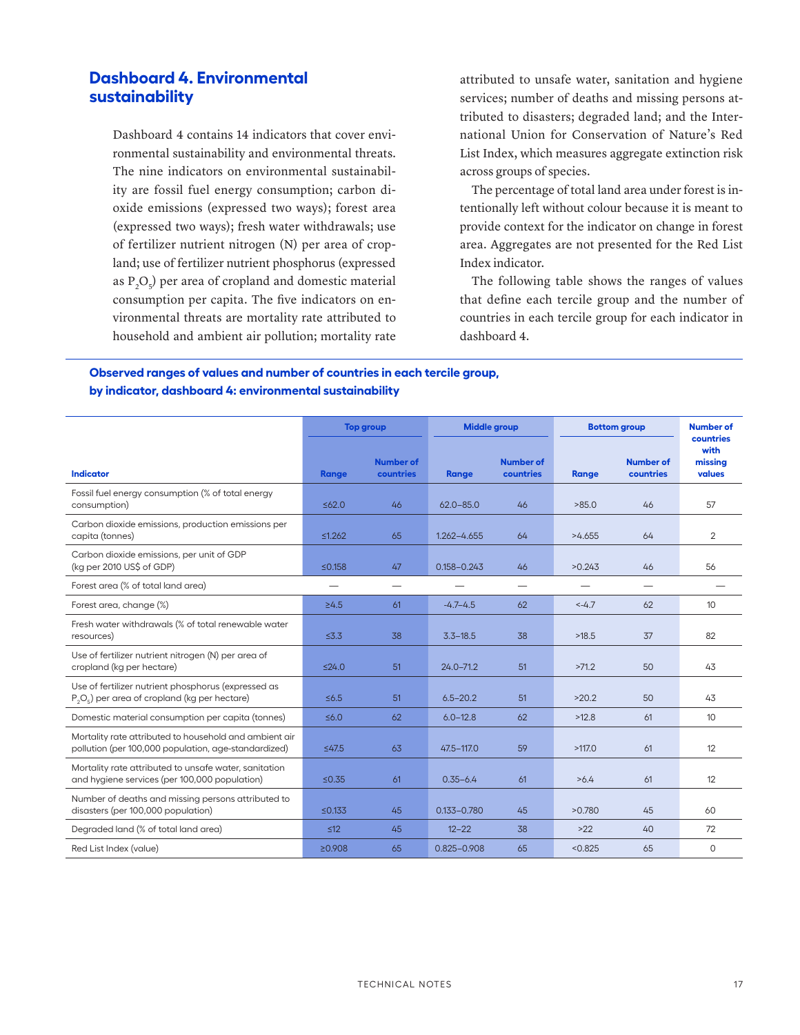## Dashboard 4. Environmental sustainability

Dashboard 4 contains 14 indicators that cover environmental sustainability and environmental threats. The nine indicators on environmental sustainability are fossil fuel energy consumption; carbon dioxide emissions (expressed two ways); forest area (expressed two ways); fresh water withdrawals; use of fertilizer nutrient nitrogen (N) per area of cropland; use of fertilizer nutrient phosphorus (expressed as $P_2O_5$) per area of cropland and domestic material consumption per capita. The five indicators on environmental threats are mortality rate attributed to household and ambient air pollution; mortality rate attributed to unsafe water, sanitation and hygiene services; number of deaths and missing persons attributed to disasters; degraded land; and the International Union for Conservation of Nature's Red List Index, which measures aggregate extinction risk across groups of species.

The percentage of total land area under forest is intentionally left without colour because it is meant to provide context for the indicator on change in forest area. Aggregates are not presented for the Red List Index indicator.

The following table shows the ranges of values that define each tercile group and the number of countries in each tercile group for each indicator in dashboard 4.

**Observed ranges of values and number of countries in each tercile group, by indicator, dashboard 4: environmental sustainability**

| Indicator | Top group | | Middle group | | Bottom group | | Number of countries with missing values |
|---|---|---|---|---|---|---|---|
| | Range | Number of countries | Range | Number of countries | Range | Number of countries | |
| Fossil fuel energy consumption (% of total energy consumption) | ≤62.0 | 46 | 62.0–85.0 | 46 | >85.0 | 46 | 57 |
| Carbon dioxide emissions, production emissions per capita (tonnes) | ≤1.262 | 65 | 1.262–4.655 | 64 | >4.655 | 64 | 2 |
| Carbon dioxide emissions, per unit of GDP (kg per 2010 US$ of GDP) | ≤0.158 | 47 | 0.158–0.243 | 46 | >0.243 | 46 | 56 |
| Forest area (% of total land area) | — | — | — | — | — | — | — |
| Forest area, change (%) | ≥4.5 | 61 | -4.7–4.5 | 62 | <-4.7 | 62 | 10 |
| Fresh water withdrawals (% of total renewable water resources) | ≤3.3 | 38 | 3.3–18.5 | 38 | >18.5 | 37 | 82 |
| Use of fertilizer nutrient nitrogen (N) per area of cropland (kg per hectare) | ≤24.0 | 51 | 24.0–71.2 | 51 | >71.2 | 50 | 43 |
| Use of fertilizer nutrient phosphorus (expressed as $P_2O_5$) per area of cropland (kg per hectare) | ≤6.5 | 51 | 6.5–20.2 | 51 | >20.2 | 50 | 43 |
| Domestic material consumption per capita (tonnes) | ≤6.0 | 62 | 6.0–12.8 | 62 | >12.8 | 61 | 10 |
| Mortality rate attributed to household and ambient air pollution (per 100,000 population, age-standardized) | ≤47.5 | 63 | 47.5–117.0 | 59 | >117.0 | 61 | 12 |
| Mortality rate attributed to unsafe water, sanitation and hygiene services (per 100,000 population) | ≤0.35 | 61 | 0.35–6.4 | 61 | >6.4 | 61 | 12 |
| Number of deaths and missing persons attributed to disasters (per 100,000 population) | ≤0.133 | 45 | 0.133–0.780 | 45 | >0.780 | 45 | 60 |
| Degraded land (% of total land area) | ≤12 | 45 | 12–22 | 38 | >22 | 40 | 72 |
| Red List Index (value) | ≥0.908 | 65 | 0.825–0.908 | 65 | <0.825 | 65 | 0 |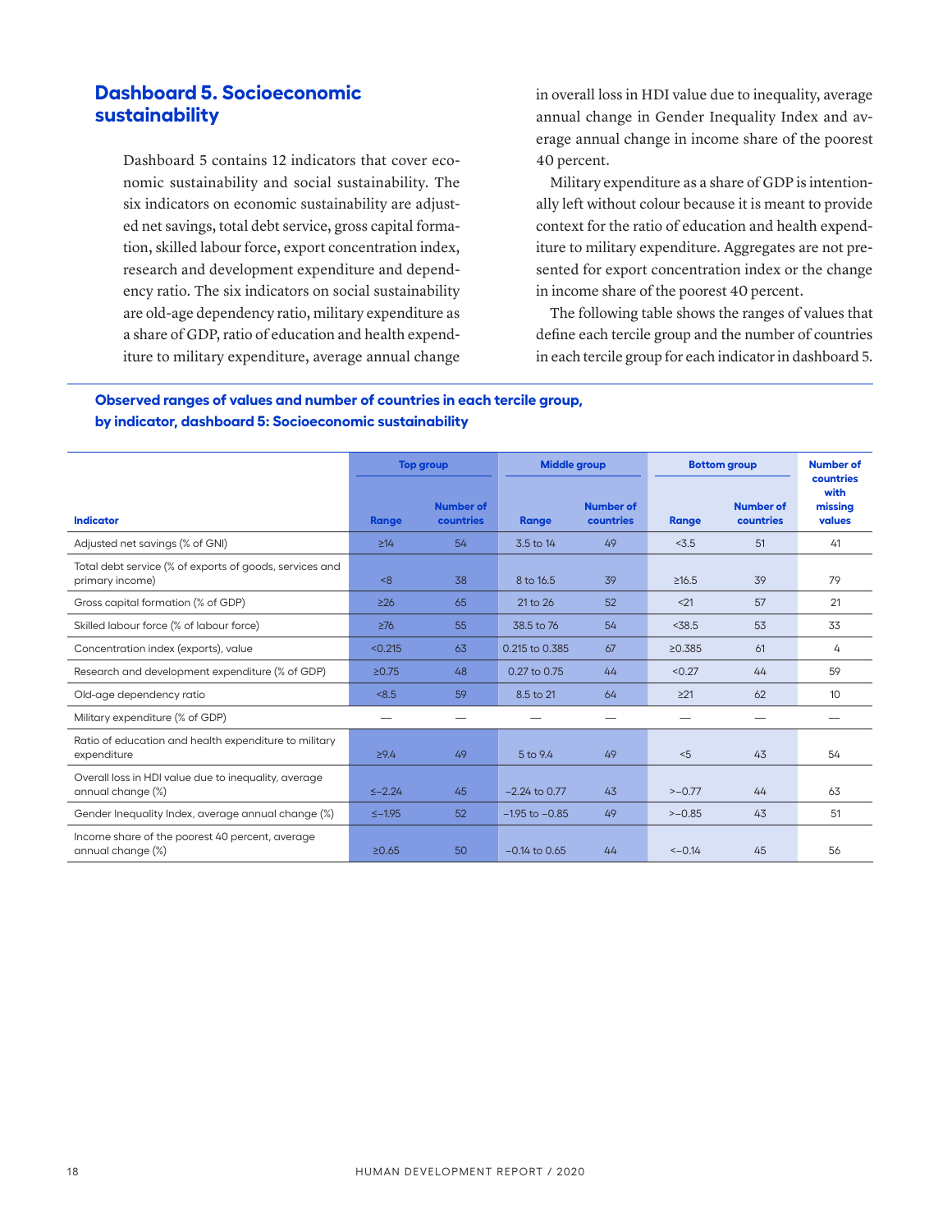## Dashboard 5. Socioeconomic sustainability

Dashboard 5 contains 12 indicators that cover economic sustainability and social sustainability. The six indicators on economic sustainability are adjusted net savings, total debt service, gross capital formation, skilled labour force, export concentration index, research and development expenditure and dependency ratio. The six indicators on social sustainability are old-age dependency ratio, military expenditure as a share of GDP, ratio of education and health expenditure to military expenditure, average annual change in overall loss in HDI value due to inequality, average annual change in Gender Inequality Index and average annual change in income share of the poorest 40 percent.

Military expenditure as a share of GDP is intentionally left without colour because it is meant to provide context for the ratio of education and health expenditure to military expenditure. Aggregates are not presented for export concentration index or the change in income share of the poorest 40 percent.

The following table shows the ranges of values that define each tercile group and the number of countries in each tercile group for each indicator in dashboard 5.

**Observed ranges of values and number of countries in each tercile group, by indicator, dashboard 5: Socioeconomic sustainability**

| | Top group | | Middle group | | Bottom group | | |
|---|---|---|---|---|---|---|---|
| Indicator | Range | Number of countries | Range | Number of countries | Range | Number of countries | Number of countries with missing values |
| Adjusted net savings (% of GNI) | ≥14 | 54 | 3.5 to 14 | 49 | <3.5 | 51 | 41 |
| Total debt service (% of exports of goods, services and primary income) | <8 | 38 | 8 to 16.5 | 39 | ≥16.5 | 39 | 79 |
| Gross capital formation (% of GDP) | ≥26 | 65 | 21 to 26 | 52 | <21 | 57 | 21 |
| Skilled labour force (% of labour force) | ≥76 | 55 | 38.5 to 76 | 54 | <38.5 | 53 | 33 |
| Concentration index (exports), value | <0.215 | 63 | 0.215 to 0.385 | 67 | ≥0.385 | 61 | 4 |
| Research and development expenditure (% of GDP) | ≥0.75 | 48 | 0.27 to 0.75 | 44 | <0.27 | 44 | 59 |
| Old-age dependency ratio | <8.5 | 59 | 8.5 to 21 | 64 | ≥21 | 62 | 10 |
| Military expenditure (% of GDP) | — | — | — | — | — | — | — |
| Ratio of education and health expenditure to military expenditure | ≥9.4 | 49 | 5 to 9.4 | 49 | <5 | 43 | 54 |
| Overall loss in HDI value due to inequality, average annual change (%) | ≤−2.24 | 45 | −2.24 to 0.77 | 43 | >−0.77 | 44 | 63 |
| Gender Inequality Index, average annual change (%) | ≤−1.95 | 52 | −1.95 to −0.85 | 49 | >−0.85 | 43 | 51 |
| Income share of the poorest 40 percent, average annual change (%) | ≥0.65 | 50 | −0.14 to 0.65 | 44 | <−0.14 | 45 | 56 |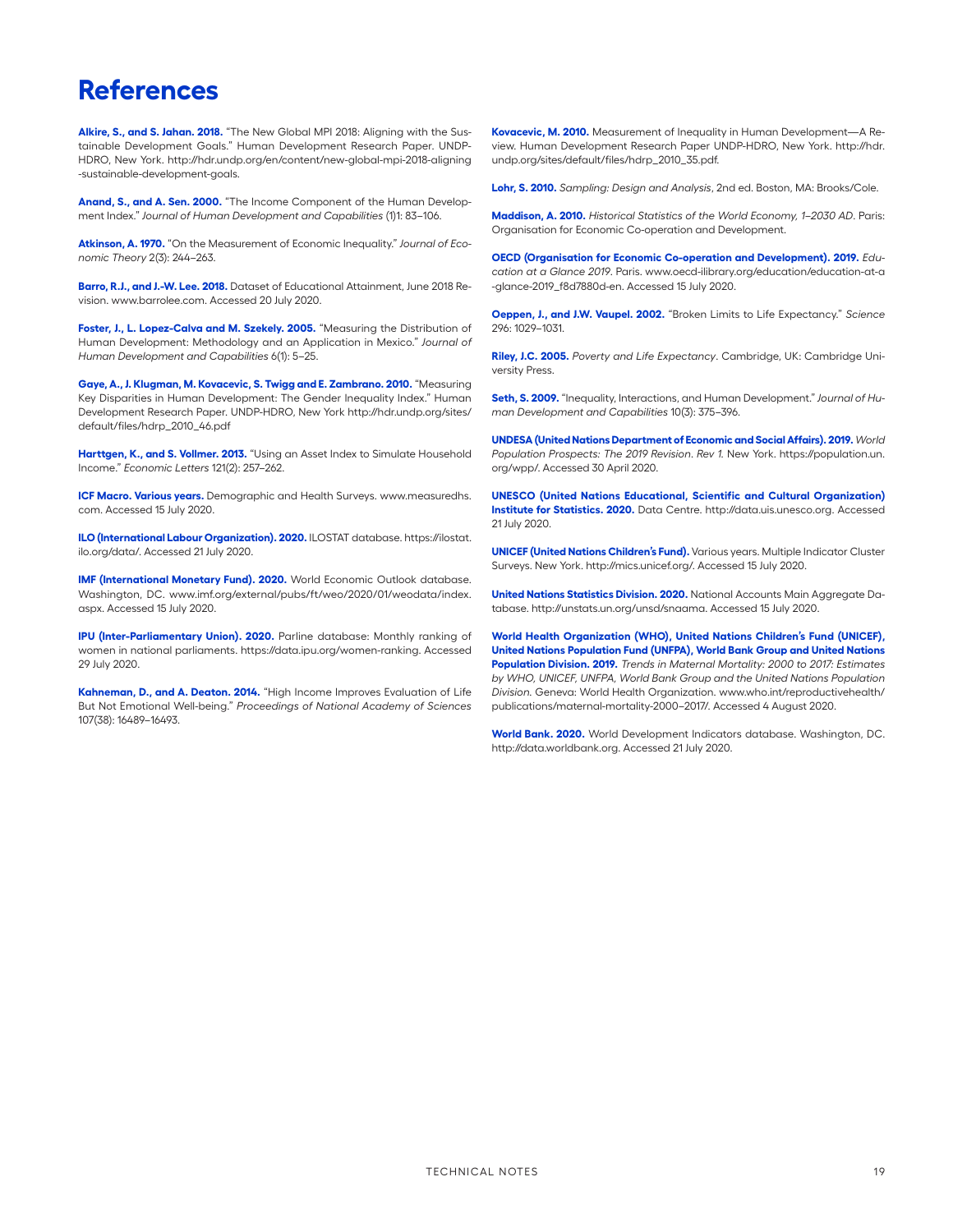# References

**Alkire, S., and S. Jahan. 2018.** "The New Global MPI 2018: Aligning with the Sustainable Development Goals." Human Development Research Paper. UNDP-HDRO, New York. http://hdr.undp.org/en/content/new-global-mpi-2018-aligning-sustainable-development-goals.

**Anand, S., and A. Sen. 2000.** "The Income Component of the Human Development Index." *Journal of Human Development and Capabilities* (1)1: 83–106.

**Atkinson, A. 1970.** "On the Measurement of Economic Inequality." *Journal of Economic Theory* 2(3): 244–263.

**Barro, R.J., and J.-W. Lee. 2018.** Dataset of Educational Attainment, June 2018 Revision. www.barrolee.com. Accessed 20 July 2020.

**Foster, J., L. Lopez-Calva and M. Szekely. 2005.** "Measuring the Distribution of Human Development: Methodology and an Application in Mexico." *Journal of Human Development and Capabilities* 6(1): 5–25.

**Gaye, A., J. Klugman, M. Kovacevic, S. Twigg and E. Zambrano. 2010.** "Measuring Key Disparities in Human Development: The Gender Inequality Index." Human Development Research Paper. UNDP-HDRO, New York http://hdr.undp.org/sites/default/files/hdrp_2010_46.pdf

**Harttgen, K., and S. Vollmer. 2013.** "Using an Asset Index to Simulate Household Income." *Economic Letters* 121(2): 257–262.

**ICF Macro. Various years.** Demographic and Health Surveys. www.measuredhs.com. Accessed 15 July 2020.

**ILO (International Labour Organization). 2020.** ILOSTAT database. https://ilostat.ilo.org/data/. Accessed 21 July 2020.

**IMF (International Monetary Fund). 2020.** World Economic Outlook database. Washington, DC. www.imf.org/external/pubs/ft/weo/2020/01/weodata/index.aspx. Accessed 15 July 2020.

**IPU (Inter-Parliamentary Union). 2020.** Parline database: Monthly ranking of women in national parliaments. https://data.ipu.org/women-ranking. Accessed 29 July 2020.

**Kahneman, D., and A. Deaton. 2014.** "High Income Improves Evaluation of Life But Not Emotional Well-being." *Proceedings of National Academy of Sciences* 107(38): 16489–16493.

**Kovacevic, M. 2010.** Measurement of Inequality in Human Development—A Review. Human Development Research Paper UNDP-HDRO, New York. http://hdr.undp.org/sites/default/files/hdrp_2010_35.pdf.

**Lohr, S. 2010.** *Sampling: Design and Analysis*, 2nd ed. Boston, MA: Brooks/Cole.

**Maddison, A. 2010.** *Historical Statistics of the World Economy, 1–2030 AD*. Paris: Organisation for Economic Co-operation and Development.

**OECD (Organisation for Economic Co-operation and Development). 2019.** *Education at a Glance 2019*. Paris. www.oecd-ilibrary.org/education/education-at-a-glance-2019_f8d7880d-en. Accessed 15 July 2020.

**Oeppen, J., and J.W. Vaupel. 2002.** "Broken Limits to Life Expectancy." *Science* 296: 1029–1031.

**Riley, J.C. 2005.** *Poverty and Life Expectancy*. Cambridge, UK: Cambridge University Press.

**Seth, S. 2009.** "Inequality, Interactions, and Human Development." *Journal of Human Development and Capabilities* 10(3): 375–396.

**UNDESA (United Nations Department of Economic and Social Affairs). 2019.** *World Population Prospects: The 2019 Revision*. *Rev 1.* New York. https://population.un.org/wpp/. Accessed 30 April 2020.

**UNESCO (United Nations Educational, Scientific and Cultural Organization) Institute for Statistics. 2020.** Data Centre. http://data.uis.unesco.org. Accessed 21 July 2020.

**UNICEF (United Nations Children's Fund).** Various years. Multiple Indicator Cluster Surveys. New York. http://mics.unicef.org/. Accessed 15 July 2020.

**United Nations Statistics Division. 2020.** National Accounts Main Aggregate Database. http://unstats.un.org/unsd/snaama. Accessed 15 July 2020.

**World Health Organization (WHO), United Nations Children's Fund (UNICEF), United Nations Population Fund (UNFPA), World Bank Group and United Nations Population Division. 2019.** *Trends in Maternal Mortality: 2000 to 2017: Estimates by WHO, UNICEF, UNFPA, World Bank Group and the United Nations Population Division.* Geneva: World Health Organization. www.who.int/reproductivehealth/publications/maternal-mortality-2000–2017/. Accessed 4 August 2020.

**World Bank. 2020.** World Development Indicators database. Washington, DC. http://data.worldbank.org. Accessed 21 July 2020.